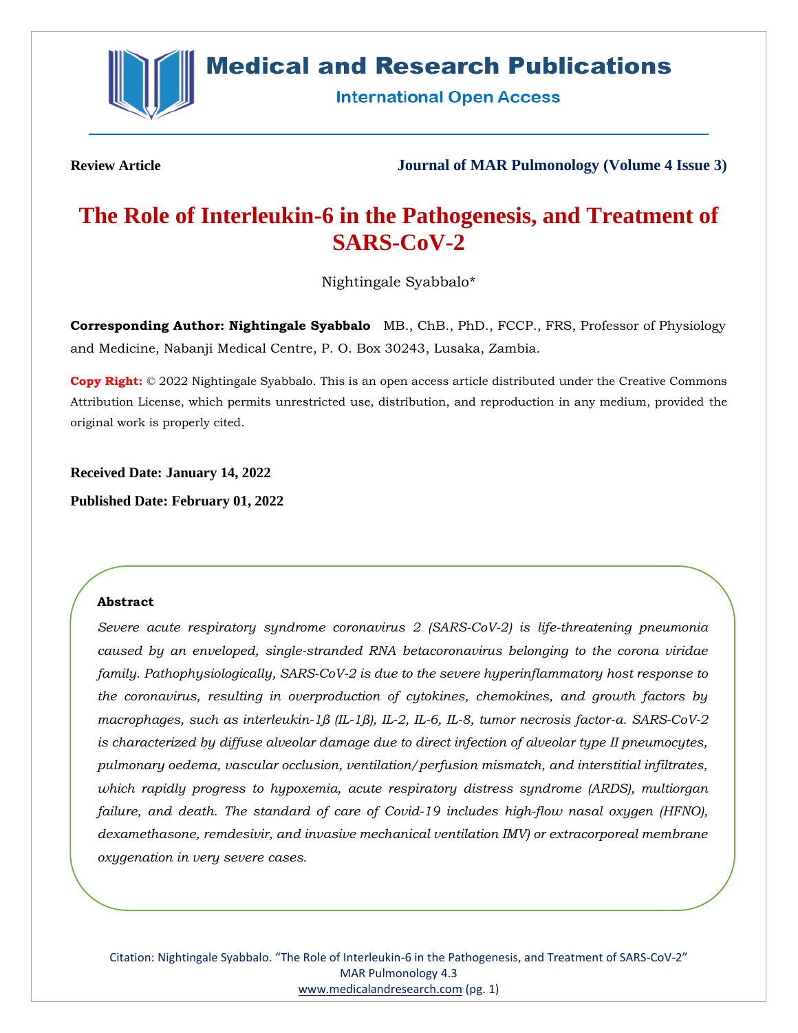**Review Article**

**Journal of MAR Pulmonology (Volume 4 Issue 3)**

# The Role of Interleukin-6 in the Pathogenesis, and Treatment of SARS-CoV-2

Nightingale Syabbalo*

**Corresponding Author: Nightingale Syabbalo** MB., ChB., PhD., FCCP., FRS, Professor of Physiology and Medicine, Nabanji Medical Centre, P. O. Box 30243, Lusaka, Zambia.

**Copy Right:** © 2022 Nightingale Syabbalo. This is an open access article distributed under the Creative Commons Attribution License, which permits unrestricted use, distribution, and reproduction in any medium, provided the original work is properly cited.

**Received Date: January 14, 2022**

**Published Date: February 01, 2022**

### Abstract

*Severe acute respiratory syndrome coronavirus 2 (SARS-CoV-2) is life-threatening pneumonia caused by an enveloped, single-stranded RNA betacoronavirus belonging to the corona viridae family. Pathophysiologically, SARS-CoV-2 is due to the severe hyperinflammatory host response to the coronavirus, resulting in overproduction of cytokines, chemokines, and growth factors by macrophages, such as interleukin-1β (IL-1β), IL-2, IL-6, IL-8, tumor necrosis factor-a. SARS-CoV-2 is characterized by diffuse alveolar damage due to direct infection of alveolar type II pneumocytes, pulmonary oedema, vascular occlusion, ventilation/perfusion mismatch, and interstitial infiltrates, which rapidly progress to hypoxemia, acute respiratory distress syndrome (ARDS), multiorgan failure, and death. The standard of care of Covid-19 includes high-flow nasal oxygen (HFNO), dexamethasone, remdesivir, and invasive mechanical ventilation IMV) or extracorporeal membrane oxygenation in very severe cases.*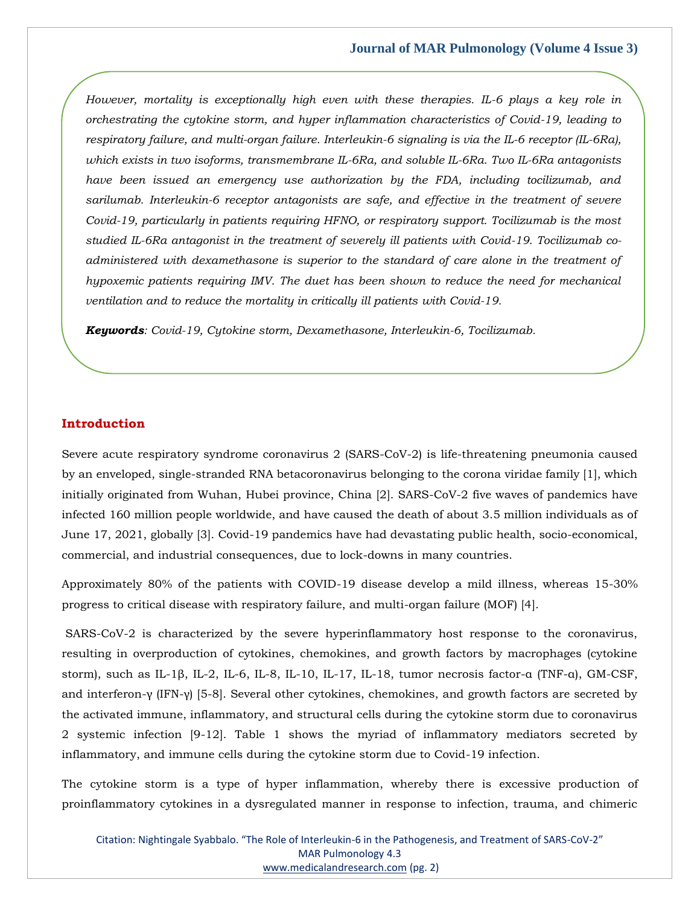*However, mortality is exceptionally high even with these therapies. IL-6 plays a key role in orchestrating the cytokine storm, and hyper inflammation characteristics of Covid-19, leading to respiratory failure, and multi-organ failure. Interleukin-6 signaling is via the IL-6 receptor (IL-6Ra), which exists in two isoforms, transmembrane IL-6Ra, and soluble IL-6Ra. Two IL-6Ra antagonists have been issued an emergency use authorization by the FDA, including tocilizumab, and sarilumab. Interleukin-6 receptor antagonists are safe, and effective in the treatment of severe Covid-19, particularly in patients requiring HFNO, or respiratory support. Tocilizumab is the most studied IL-6Ra antagonist in the treatment of severely ill patients with Covid-19. Tocilizumab co-administered with dexamethasone is superior to the standard of care alone in the treatment of hypoxemic patients requiring IMV. The duet has been shown to reduce the need for mechanical ventilation and to reduce the mortality in critically ill patients with Covid-19.*

***Keywords****: Covid-19, Cytokine storm, Dexamethasone, Interleukin-6, Tocilizumab.*

## Introduction

Severe acute respiratory syndrome coronavirus 2 (SARS-CoV-2) is life-threatening pneumonia caused by an enveloped, single-stranded RNA betacoronavirus belonging to the corona viridae family [1], which initially originated from Wuhan, Hubei province, China [2]. SARS-CoV-2 five waves of pandemics have infected 160 million people worldwide, and have caused the death of about 3.5 million individuals as of June 17, 2021, globally [3]. Covid-19 pandemics have had devastating public health, socio-economical, commercial, and industrial consequences, due to lock-downs in many countries.

Approximately 80% of the patients with COVID-19 disease develop a mild illness, whereas 15-30% progress to critical disease with respiratory failure, and multi-organ failure (MOF) [4].

SARS-CoV-2 is characterized by the severe hyperinflammatory host response to the coronavirus, resulting in overproduction of cytokines, chemokines, and growth factors by macrophages (cytokine storm), such as IL-1β, IL-2, IL-6, IL-8, IL-10, IL-17, IL-18, tumor necrosis factor-α (TNF-α), GM-CSF, and interferon-γ (IFN-γ) [5-8]. Several other cytokines, chemokines, and growth factors are secreted by the activated immune, inflammatory, and structural cells during the cytokine storm due to coronavirus 2 systemic infection [9-12]. Table 1 shows the myriad of inflammatory mediators secreted by inflammatory, and immune cells during the cytokine storm due to Covid-19 infection.

The cytokine storm is a type of hyper inflammation, whereby there is excessive production of proinflammatory cytokines in a dysregulated manner in response to infection, trauma, and chimeric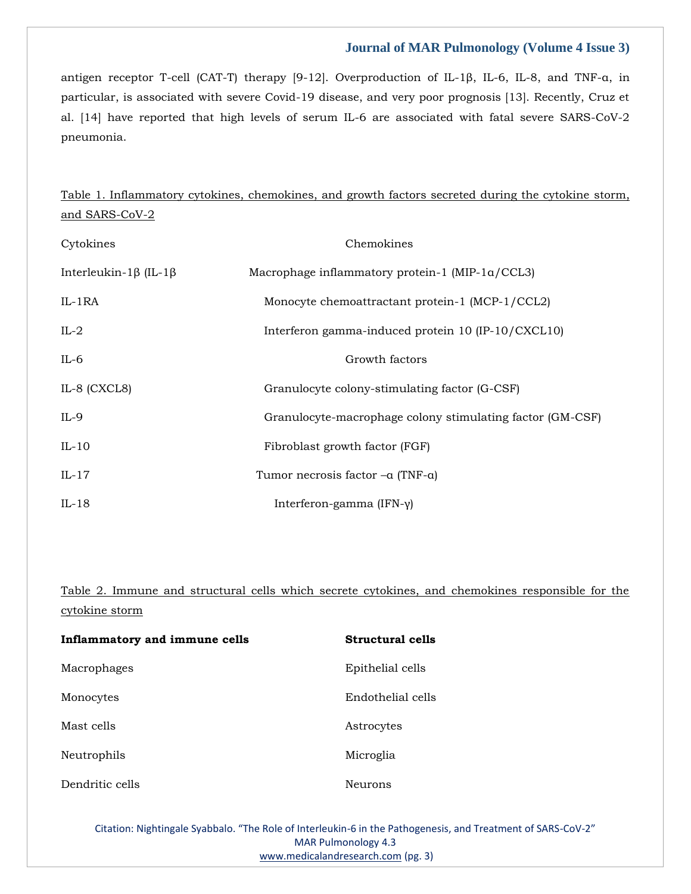antigen receptor T-cell (CAT-T) therapy [9-12]. Overproduction of IL-1β, IL-6, IL-8, and TNF-α, in particular, is associated with severe Covid-19 disease, and very poor prognosis [13]. Recently, Cruz et al. [14] have reported that high levels of serum IL-6 are associated with fatal severe SARS-CoV-2 pneumonia.

Table 1. Inflammatory cytokines, chemokines, and growth factors secreted during the cytokine storm, and SARS-CoV-2

| Cytokines | Chemokines |
|---|---|
| Interleukin-1β (IL-1β | Macrophage inflammatory protein-1 (MIP-1α/CCL3) |
| IL-1RA | Monocyte chemoattractant protein-1 (MCP-1/CCL2) |
| IL-2 | Interferon gamma-induced protein 10 (IP-10/CXCL10) |
| IL-6 | Growth factors |
| IL-8 (CXCL8) | Granulocyte colony-stimulating factor (G-CSF) |
| IL-9 | Granulocyte-macrophage colony stimulating factor (GM-CSF) |
| IL-10 | Fibroblast growth factor (FGF) |
| IL-17 | Tumor necrosis factor –α (TNF-α) |
| IL-18 | Interferon-gamma (IFN-γ) |

Table 2. Immune and structural cells which secrete cytokines, and chemokines responsible for the cytokine storm

| **Inflammatory and immune cells** | **Structural cells** |
|---|---|
| Macrophages | Epithelial cells |
| Monocytes | Endothelial cells |
| Mast cells | Astrocytes |
| Neutrophils | Microglia |
| Dendritic cells | Neurons |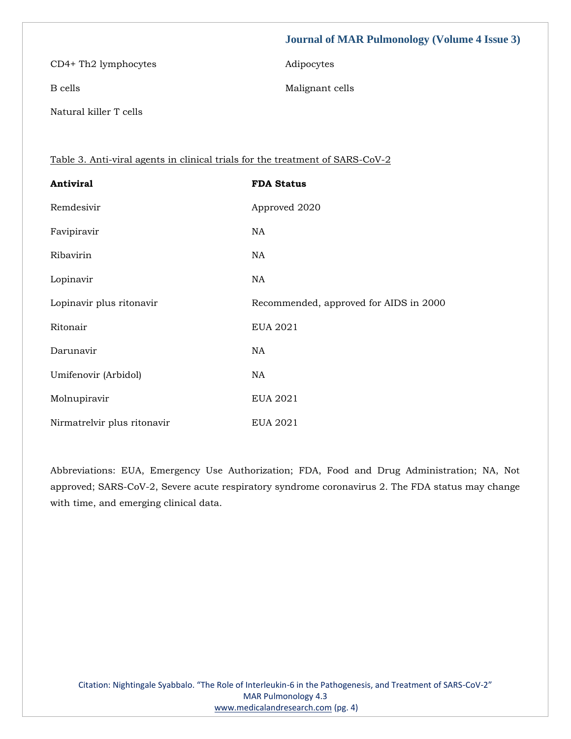| | |
|---|---|
| CD4+ Th2 lymphocytes | Adipocytes |
| B cells | Malignant cells |
| Natural killer T cells | |

Table 3. Anti-viral agents in clinical trials for the treatment of SARS-CoV-2

| **Antiviral** | **FDA Status** |
|---|---|
| Remdesivir | Approved 2020 |
| Favipiravir | NA |
| Ribavirin | NA |
| Lopinavir | NA |
| Lopinavir plus ritonavir | Recommended, approved for AIDS in 2000 |
| Ritonair | EUA 2021 |
| Darunavir | NA |
| Umifenovir (Arbidol) | NA |
| Molnupiravir | EUA 2021 |
| Nirmatrelvir plus ritonavir | EUA 2021 |

Abbreviations: EUA, Emergency Use Authorization; FDA, Food and Drug Administration; NA, Not approved; SARS-CoV-2, Severe acute respiratory syndrome coronavirus 2. The FDA status may change with time, and emerging clinical data.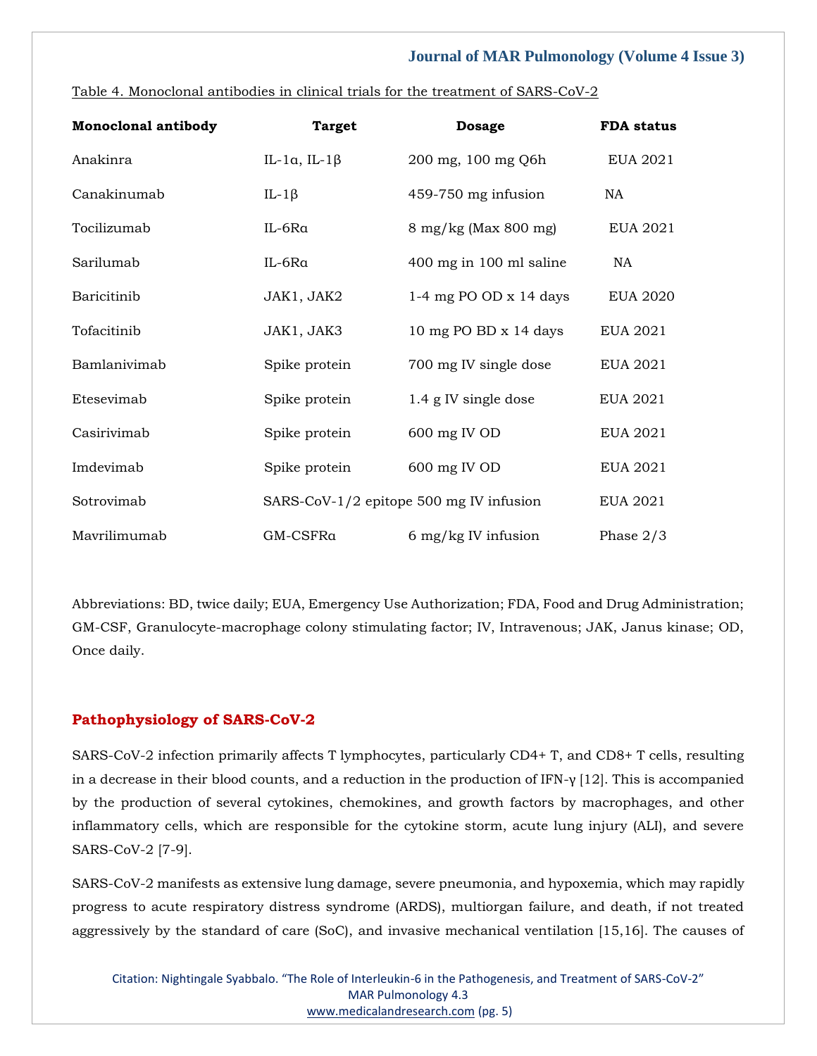Table 4. Monoclonal antibodies in clinical trials for the treatment of SARS-CoV-2

| Monoclonal antibody | Target | Dosage | FDA status |
|---|---|---|---|
| Anakinra | IL-1α, IL-1β | 200 mg, 100 mg Q6h | EUA 2021 |
| Canakinumab | IL-1β | 459-750 mg infusion | NA |
| Tocilizumab | IL-6Rα | 8 mg/kg (Max 800 mg) | EUA 2021 |
| Sarilumab | IL-6Rα | 400 mg in 100 ml saline | NA |
| Baricitinib | JAK1, JAK2 | 1-4 mg PO OD x 14 days | EUA 2020 |
| Tofacitinib | JAK1, JAK3 | 10 mg PO BD x 14 days | EUA 2021 |
| Bamlanivimab | Spike protein | 700 mg IV single dose | EUA 2021 |
| Etesevimab | Spike protein | 1.4 g IV single dose | EUA 2021 |
| Casirivimab | Spike protein | 600 mg IV OD | EUA 2021 |
| Imdevimab | Spike protein | 600 mg IV OD | EUA 2021 |
| Sotrovimab | SARS-CoV-1/2 epitope | 500 mg IV infusion | EUA 2021 |
| Mavrilimumab | GM-CSFRα | 6 mg/kg IV infusion | Phase 2/3 |

Abbreviations: BD, twice daily; EUA, Emergency Use Authorization; FDA, Food and Drug Administration; GM-CSF, Granulocyte-macrophage colony stimulating factor; IV, Intravenous; JAK, Janus kinase; OD, Once daily.

## Pathophysiology of SARS-CoV-2

SARS-CoV-2 infection primarily affects T lymphocytes, particularly CD4+ T, and CD8+ T cells, resulting in a decrease in their blood counts, and a reduction in the production of IFN-γ [12]. This is accompanied by the production of several cytokines, chemokines, and growth factors by macrophages, and other inflammatory cells, which are responsible for the cytokine storm, acute lung injury (ALI), and severe SARS-CoV-2 [7-9].

SARS-CoV-2 manifests as extensive lung damage, severe pneumonia, and hypoxemia, which may rapidly progress to acute respiratory distress syndrome (ARDS), multiorgan failure, and death, if not treated aggressively by the standard of care (SoC), and invasive mechanical ventilation [15,16]. The causes of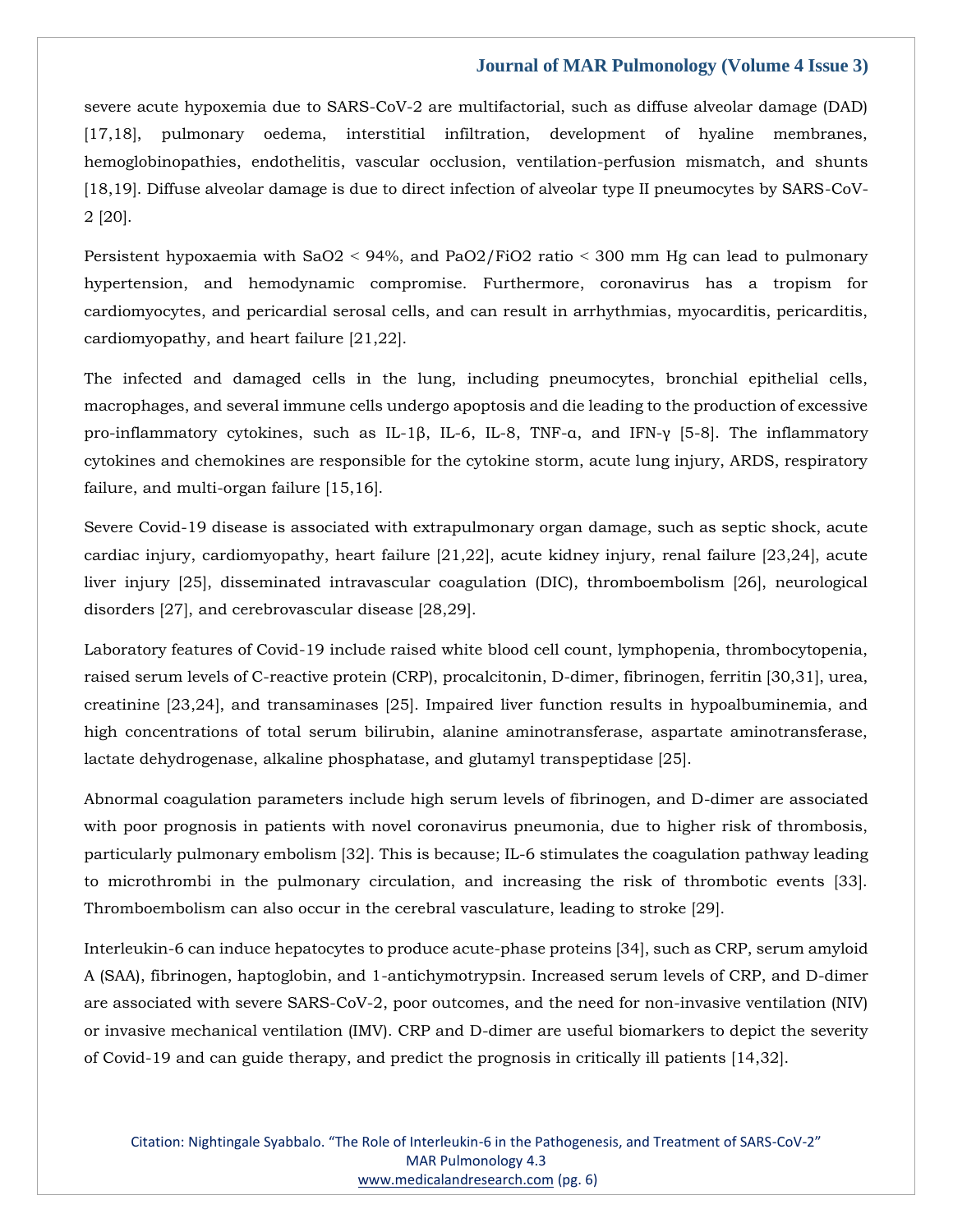severe acute hypoxemia due to SARS-CoV-2 are multifactorial, such as diffuse alveolar damage (DAD) [17,18], pulmonary oedema, interstitial infiltration, development of hyaline membranes, hemoglobinopathies, endothelitis, vascular occlusion, ventilation-perfusion mismatch, and shunts [18,19]. Diffuse alveolar damage is due to direct infection of alveolar type II pneumocytes by SARS-CoV-2 [20].

Persistent hypoxaemia with $SaO_2 < 94\%$, and $PaO_2/FiO_2$ ratio < 300 mm Hg can lead to pulmonary hypertension, and hemodynamic compromise. Furthermore, coronavirus has a tropism for cardiomyocytes, and pericardial serosal cells, and can result in arrhythmias, myocarditis, pericarditis, cardiomyopathy, and heart failure [21,22].

The infected and damaged cells in the lung, including pneumocytes, bronchial epithelial cells, macrophages, and several immune cells undergo apoptosis and die leading to the production of excessive pro-inflammatory cytokines, such as IL-1β, IL-6, IL-8, TNF-α, and IFN-γ [5-8]. The inflammatory cytokines and chemokines are responsible for the cytokine storm, acute lung injury, ARDS, respiratory failure, and multi-organ failure [15,16].

Severe Covid-19 disease is associated with extrapulmonary organ damage, such as septic shock, acute cardiac injury, cardiomyopathy, heart failure [21,22], acute kidney injury, renal failure [23,24], acute liver injury [25], disseminated intravascular coagulation (DIC), thromboembolism [26], neurological disorders [27], and cerebrovascular disease [28,29].

Laboratory features of Covid-19 include raised white blood cell count, lymphopenia, thrombocytopenia, raised serum levels of C-reactive protein (CRP), procalcitonin, D-dimer, fibrinogen, ferritin [30,31], urea, creatinine [23,24], and transaminases [25]. Impaired liver function results in hypoalbuminemia, and high concentrations of total serum bilirubin, alanine aminotransferase, aspartate aminotransferase, lactate dehydrogenase, alkaline phosphatase, and glutamyl transpeptidase [25].

Abnormal coagulation parameters include high serum levels of fibrinogen, and D-dimer are associated with poor prognosis in patients with novel coronavirus pneumonia, due to higher risk of thrombosis, particularly pulmonary embolism [32]. This is because; IL-6 stimulates the coagulation pathway leading to microthrombi in the pulmonary circulation, and increasing the risk of thrombotic events [33]. Thromboembolism can also occur in the cerebral vasculature, leading to stroke [29].

Interleukin-6 can induce hepatocytes to produce acute-phase proteins [34], such as CRP, serum amyloid A (SAA), fibrinogen, haptoglobin, and 1-antichymotrypsin. Increased serum levels of CRP, and D-dimer are associated with severe SARS-CoV-2, poor outcomes, and the need for non-invasive ventilation (NIV) or invasive mechanical ventilation (IMV). CRP and D-dimer are useful biomarkers to depict the severity of Covid-19 and can guide therapy, and predict the prognosis in critically ill patients [14,32].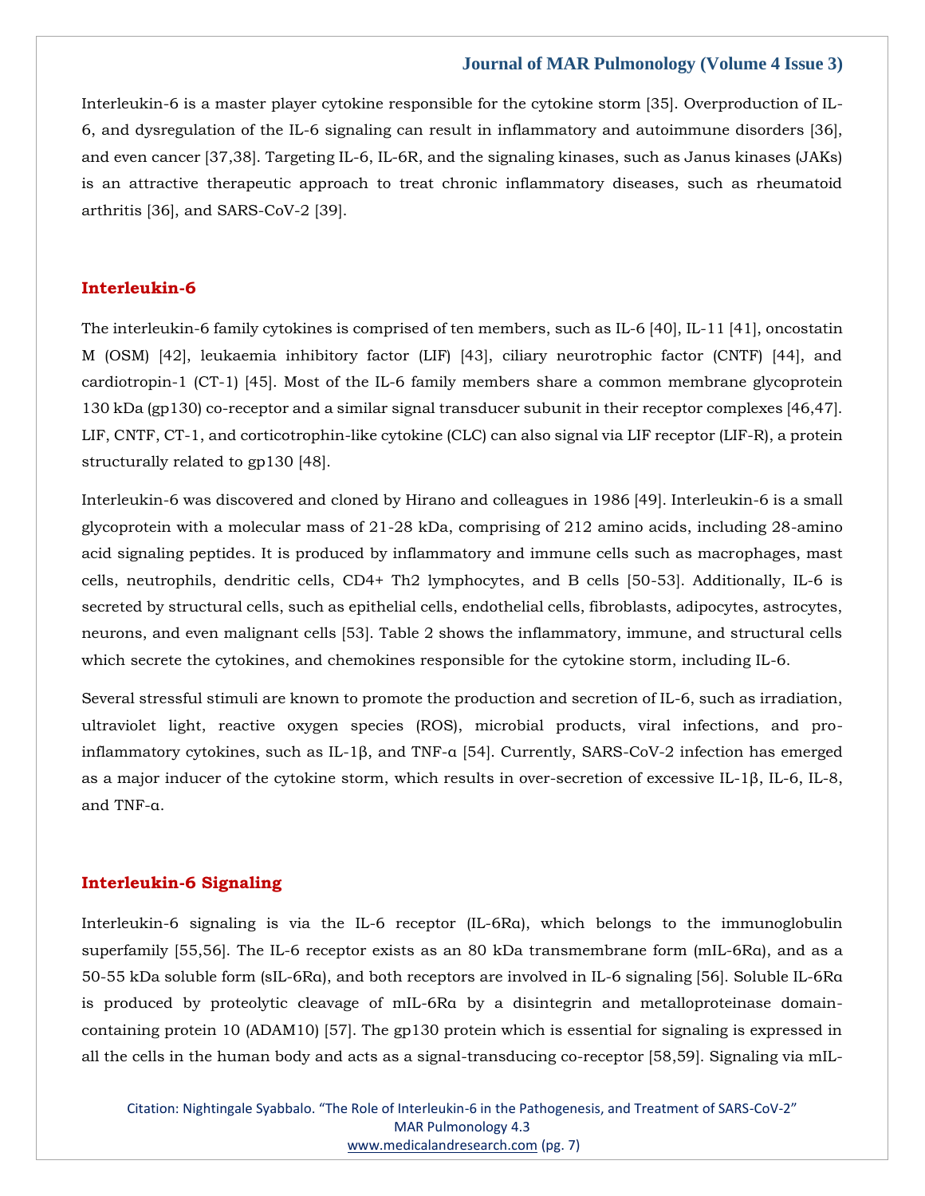Interleukin-6 is a master player cytokine responsible for the cytokine storm [35]. Overproduction of IL-6, and dysregulation of the IL-6 signaling can result in inflammatory and autoimmune disorders [36], and even cancer [37,38]. Targeting IL-6, IL-6R, and the signaling kinases, such as Janus kinases (JAKs) is an attractive therapeutic approach to treat chronic inflammatory diseases, such as rheumatoid arthritis [36], and SARS-CoV-2 [39].

## Interleukin-6

The interleukin-6 family cytokines is comprised of ten members, such as IL-6 [40], IL-11 [41], oncostatin M (OSM) [42], leukaemia inhibitory factor (LIF) [43], ciliary neurotrophic factor (CNTF) [44], and cardiotropin-1 (CT-1) [45]. Most of the IL-6 family members share a common membrane glycoprotein 130 kDa (gp130) co-receptor and a similar signal transducer subunit in their receptor complexes [46,47]. LIF, CNTF, CT-1, and corticotrophin-like cytokine (CLC) can also signal via LIF receptor (LIF-R), a protein structurally related to gp130 [48].

Interleukin-6 was discovered and cloned by Hirano and colleagues in 1986 [49]. Interleukin-6 is a small glycoprotein with a molecular mass of 21-28 kDa, comprising of 212 amino acids, including 28-amino acid signaling peptides. It is produced by inflammatory and immune cells such as macrophages, mast cells, neutrophils, dendritic cells, CD4+ Th2 lymphocytes, and B cells [50-53]. Additionally, IL-6 is secreted by structural cells, such as epithelial cells, endothelial cells, fibroblasts, adipocytes, astrocytes, neurons, and even malignant cells [53]. Table 2 shows the inflammatory, immune, and structural cells which secrete the cytokines, and chemokines responsible for the cytokine storm, including IL-6.

Several stressful stimuli are known to promote the production and secretion of IL-6, such as irradiation, ultraviolet light, reactive oxygen species (ROS), microbial products, viral infections, and pro-inflammatory cytokines, such as IL-1β, and TNF-α [54]. Currently, SARS-CoV-2 infection has emerged as a major inducer of the cytokine storm, which results in over-secretion of excessive IL-1β, IL-6, IL-8, and TNF-α.

## Interleukin-6 Signaling

Interleukin-6 signaling is via the IL-6 receptor (IL-6Rα), which belongs to the immunoglobulin superfamily [55,56]. The IL-6 receptor exists as an 80 kDa transmembrane form (mIL-6Rα), and as a 50-55 kDa soluble form (sIL-6Rα), and both receptors are involved in IL-6 signaling [56]. Soluble IL-6Rα is produced by proteolytic cleavage of mIL-6Rα by a disintegrin and metalloproteinase domain-containing protein 10 (ADAM10) [57]. The gp130 protein which is essential for signaling is expressed in all the cells in the human body and acts as a signal-transducing co-receptor [58,59]. Signaling via mIL-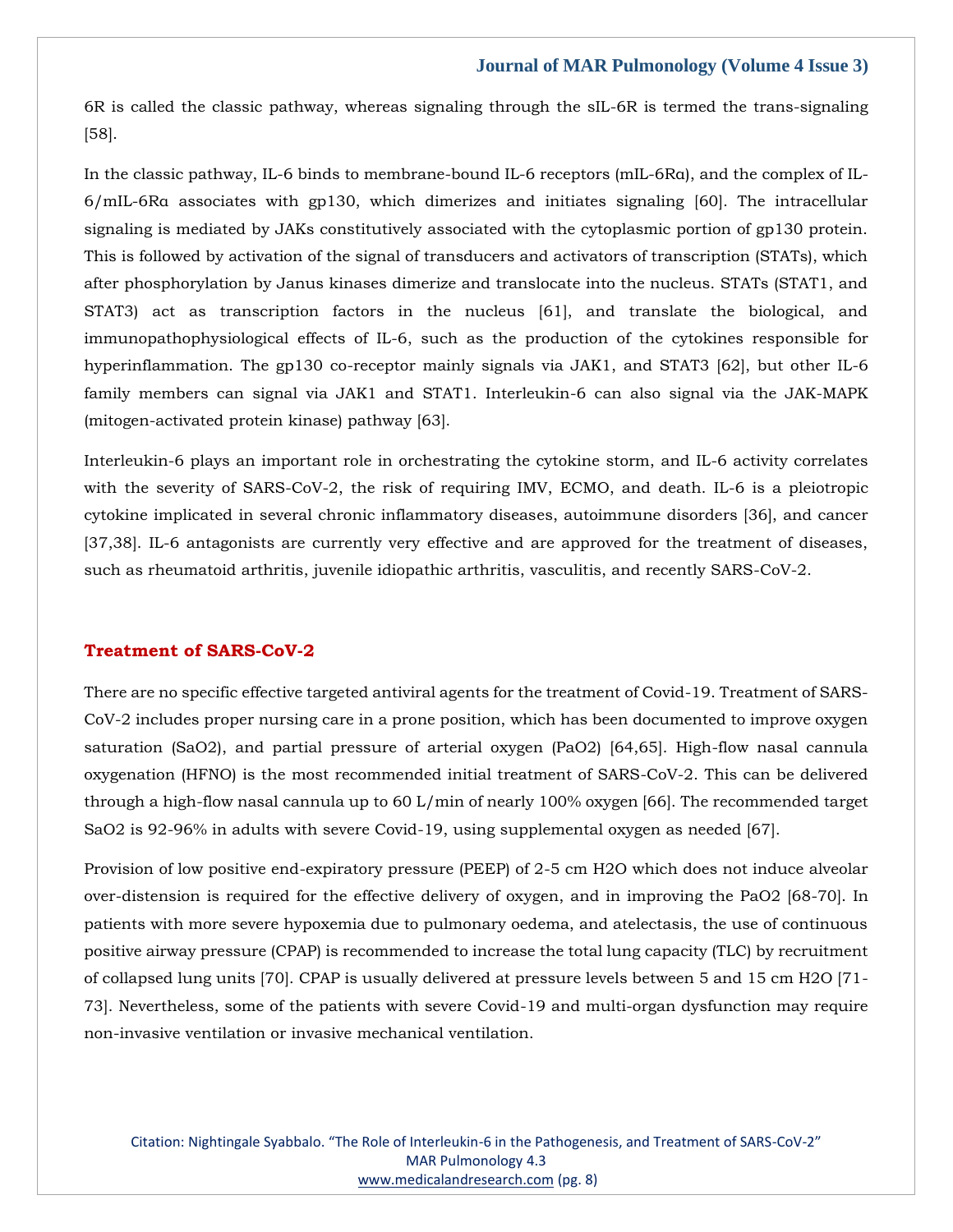6R is called the classic pathway, whereas signaling through the sIL-6R is termed the trans-signaling [58].

In the classic pathway, IL-6 binds to membrane-bound IL-6 receptors (mIL-6Rα), and the complex of IL-6/mIL-6Rα associates with gp130, which dimerizes and initiates signaling [60]. The intracellular signaling is mediated by JAKs constitutively associated with the cytoplasmic portion of gp130 protein. This is followed by activation of the signal of transducers and activators of transcription (STATs), which after phosphorylation by Janus kinases dimerize and translocate into the nucleus. STATs (STAT1, and STAT3) act as transcription factors in the nucleus [61], and translate the biological, and immunopathophysiological effects of IL-6, such as the production of the cytokines responsible for hyperinflammation. The gp130 co-receptor mainly signals via JAK1, and STAT3 [62], but other IL-6 family members can signal via JAK1 and STAT1. Interleukin-6 can also signal via the JAK-MAPK (mitogen-activated protein kinase) pathway [63].

Interleukin-6 plays an important role in orchestrating the cytokine storm, and IL-6 activity correlates with the severity of SARS-CoV-2, the risk of requiring IMV, ECMO, and death. IL-6 is a pleiotropic cytokine implicated in several chronic inflammatory diseases, autoimmune disorders [36], and cancer [37,38]. IL-6 antagonists are currently very effective and are approved for the treatment of diseases, such as rheumatoid arthritis, juvenile idiopathic arthritis, vasculitis, and recently SARS-CoV-2.

## Treatment of SARS-CoV-2

There are no specific effective targeted antiviral agents for the treatment of Covid-19. Treatment of SARS-CoV-2 includes proper nursing care in a prone position, which has been documented to improve oxygen saturation ($SaO_2$), and partial pressure of arterial oxygen ($PaO_2$) [64,65]. High-flow nasal cannula oxygenation (HFNO) is the most recommended initial treatment of SARS-CoV-2. This can be delivered through a high-flow nasal cannula up to 60 L/min of nearly 100% oxygen [66]. The recommended target $SaO_2$ is 92-96% in adults with severe Covid-19, using supplemental oxygen as needed [67].

Provision of low positive end-expiratory pressure (PEEP) of 2-5 cm $H_2O$ which does not induce alveolar over-distension is required for the effective delivery of oxygen, and in improving the $PaO_2$ [68-70]. In patients with more severe hypoxemia due to pulmonary oedema, and atelectasis, the use of continuous positive airway pressure (CPAP) is recommended to increase the total lung capacity (TLC) by recruitment of collapsed lung units [70]. CPAP is usually delivered at pressure levels between 5 and 15 cm $H_2O$ [71-73]. Nevertheless, some of the patients with severe Covid-19 and multi-organ dysfunction may require non-invasive ventilation or invasive mechanical ventilation.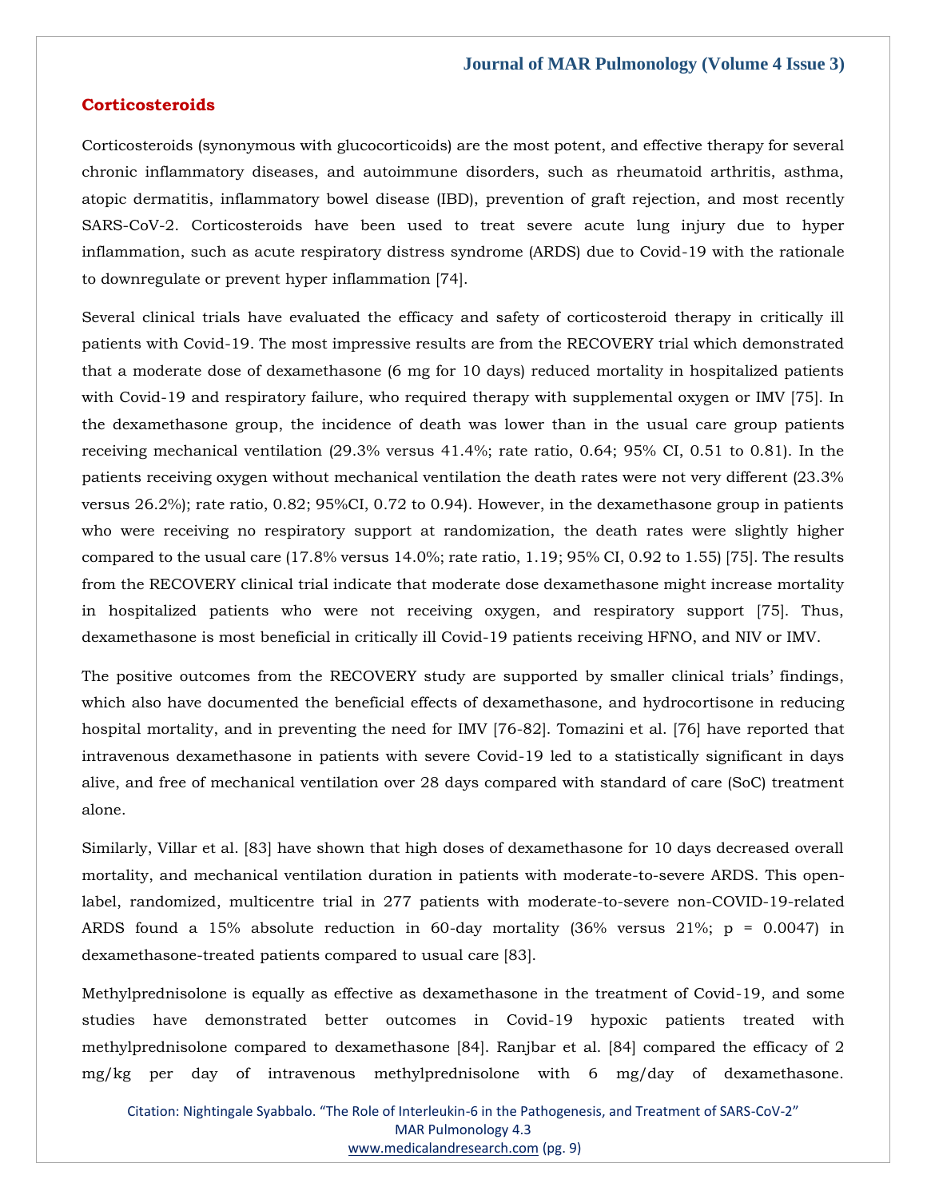## Corticosteroids

Corticosteroids (synonymous with glucocorticoids) are the most potent, and effective therapy for several chronic inflammatory diseases, and autoimmune disorders, such as rheumatoid arthritis, asthma, atopic dermatitis, inflammatory bowel disease (IBD), prevention of graft rejection, and most recently SARS-CoV-2. Corticosteroids have been used to treat severe acute lung injury due to hyper inflammation, such as acute respiratory distress syndrome (ARDS) due to Covid-19 with the rationale to downregulate or prevent hyper inflammation [74].

Several clinical trials have evaluated the efficacy and safety of corticosteroid therapy in critically ill patients with Covid-19. The most impressive results are from the RECOVERY trial which demonstrated that a moderate dose of dexamethasone (6 mg for 10 days) reduced mortality in hospitalized patients with Covid-19 and respiratory failure, who required therapy with supplemental oxygen or IMV [75]. In the dexamethasone group, the incidence of death was lower than in the usual care group patients receiving mechanical ventilation (29.3% versus 41.4%; rate ratio, 0.64; 95% CI, 0.51 to 0.81). In the patients receiving oxygen without mechanical ventilation the death rates were not very different (23.3% versus 26.2%); rate ratio, 0.82; 95%CI, 0.72 to 0.94). However, in the dexamethasone group in patients who were receiving no respiratory support at randomization, the death rates were slightly higher compared to the usual care (17.8% versus 14.0%; rate ratio, 1.19; 95% CI, 0.92 to 1.55) [75]. The results from the RECOVERY clinical trial indicate that moderate dose dexamethasone might increase mortality in hospitalized patients who were not receiving oxygen, and respiratory support [75]. Thus, dexamethasone is most beneficial in critically ill Covid-19 patients receiving HFNO, and NIV or IMV.

The positive outcomes from the RECOVERY study are supported by smaller clinical trials' findings, which also have documented the beneficial effects of dexamethasone, and hydrocortisone in reducing hospital mortality, and in preventing the need for IMV [76-82]. Tomazini et al. [76] have reported that intravenous dexamethasone in patients with severe Covid-19 led to a statistically significant in days alive, and free of mechanical ventilation over 28 days compared with standard of care (SoC) treatment alone.

Similarly, Villar et al. [83] have shown that high doses of dexamethasone for 10 days decreased overall mortality, and mechanical ventilation duration in patients with moderate-to-severe ARDS. This open-label, randomized, multicentre trial in 277 patients with moderate-to-severe non-COVID-19-related ARDS found a 15% absolute reduction in 60-day mortality (36% versus 21%; p = 0.0047) in dexamethasone-treated patients compared to usual care [83].

Methylprednisolone is equally as effective as dexamethasone in the treatment of Covid-19, and some studies have demonstrated better outcomes in Covid-19 hypoxic patients treated with methylprednisolone compared to dexamethasone [84]. Ranjbar et al. [84] compared the efficacy of 2 mg/kg per day of intravenous methylprednisolone with 6 mg/day of dexamethasone.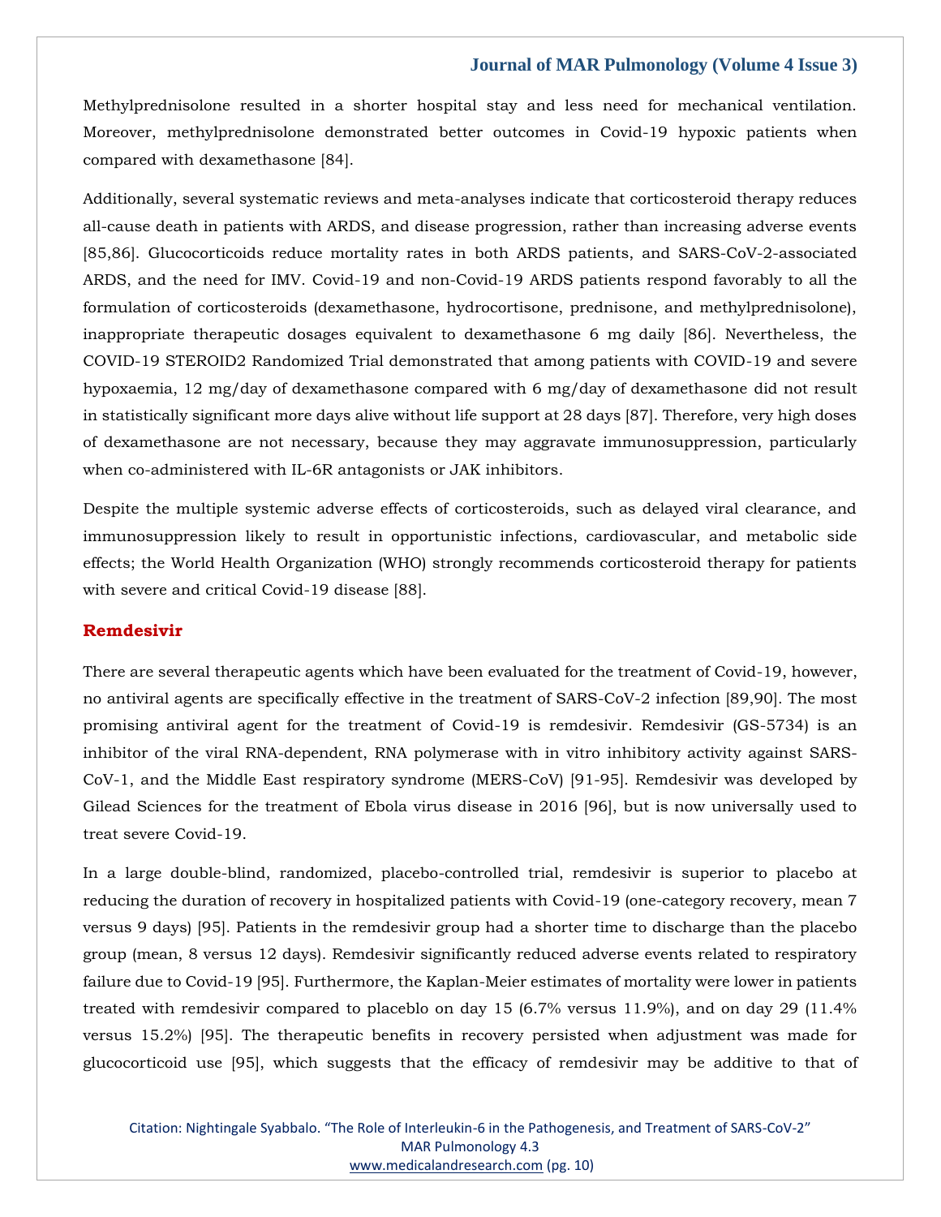Methylprednisolone resulted in a shorter hospital stay and less need for mechanical ventilation. Moreover, methylprednisolone demonstrated better outcomes in Covid-19 hypoxic patients when compared with dexamethasone [84].

Additionally, several systematic reviews and meta-analyses indicate that corticosteroid therapy reduces all-cause death in patients with ARDS, and disease progression, rather than increasing adverse events [85,86]. Glucocorticoids reduce mortality rates in both ARDS patients, and SARS-CoV-2-associated ARDS, and the need for IMV. Covid-19 and non-Covid-19 ARDS patients respond favorably to all the formulation of corticosteroids (dexamethasone, hydrocortisone, prednisone, and methylprednisolone), inappropriate therapeutic dosages equivalent to dexamethasone 6 mg daily [86]. Nevertheless, the COVID-19 STEROID2 Randomized Trial demonstrated that among patients with COVID-19 and severe hypoxaemia, 12 mg/day of dexamethasone compared with 6 mg/day of dexamethasone did not result in statistically significant more days alive without life support at 28 days [87]. Therefore, very high doses of dexamethasone are not necessary, because they may aggravate immunosuppression, particularly when co-administered with IL-6R antagonists or JAK inhibitors.

Despite the multiple systemic adverse effects of corticosteroids, such as delayed viral clearance, and immunosuppression likely to result in opportunistic infections, cardiovascular, and metabolic side effects; the World Health Organization (WHO) strongly recommends corticosteroid therapy for patients with severe and critical Covid-19 disease [88].

## Remdesivir

There are several therapeutic agents which have been evaluated for the treatment of Covid-19, however, no antiviral agents are specifically effective in the treatment of SARS-CoV-2 infection [89,90]. The most promising antiviral agent for the treatment of Covid-19 is remdesivir. Remdesivir (GS-5734) is an inhibitor of the viral RNA-dependent, RNA polymerase with in vitro inhibitory activity against SARS-CoV-1, and the Middle East respiratory syndrome (MERS-CoV) [91-95]. Remdesivir was developed by Gilead Sciences for the treatment of Ebola virus disease in 2016 [96], but is now universally used to treat severe Covid-19.

In a large double-blind, randomized, placebo-controlled trial, remdesivir is superior to placebo at reducing the duration of recovery in hospitalized patients with Covid-19 (one-category recovery, mean 7 versus 9 days) [95]. Patients in the remdesivir group had a shorter time to discharge than the placebo group (mean, 8 versus 12 days). Remdesivir significantly reduced adverse events related to respiratory failure due to Covid-19 [95]. Furthermore, the Kaplan-Meier estimates of mortality were lower in patients treated with remdesivir compared to placeblo on day 15 (6.7% versus 11.9%), and on day 29 (11.4% versus 15.2%) [95]. The therapeutic benefits in recovery persisted when adjustment was made for glucocorticoid use [95], which suggests that the efficacy of remdesivir may be additive to that of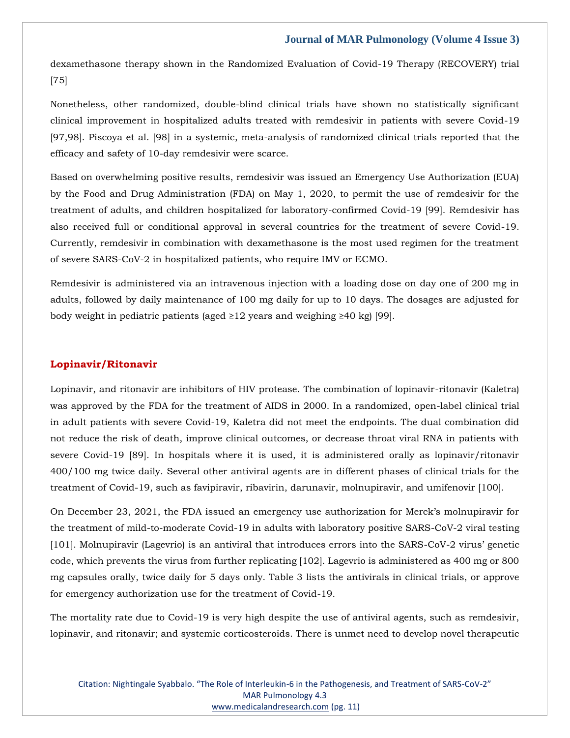dexamethasone therapy shown in the Randomized Evaluation of Covid-19 Therapy (RECOVERY) trial [75]

Nonetheless, other randomized, double-blind clinical trials have shown no statistically significant clinical improvement in hospitalized adults treated with remdesivir in patients with severe Covid-19 [97,98]. Piscoya et al. [98] in a systemic, meta-analysis of randomized clinical trials reported that the efficacy and safety of 10-day remdesivir were scarce.

Based on overwhelming positive results, remdesivir was issued an Emergency Use Authorization (EUA) by the Food and Drug Administration (FDA) on May 1, 2020, to permit the use of remdesivir for the treatment of adults, and children hospitalized for laboratory-confirmed Covid-19 [99]. Remdesivir has also received full or conditional approval in several countries for the treatment of severe Covid-19. Currently, remdesivir in combination with dexamethasone is the most used regimen for the treatment of severe SARS-CoV-2 in hospitalized patients, who require IMV or ECMO.

Remdesivir is administered via an intravenous injection with a loading dose on day one of 200 mg in adults, followed by daily maintenance of 100 mg daily for up to 10 days. The dosages are adjusted for body weight in pediatric patients (aged ≥12 years and weighing ≥40 kg) [99].

## Lopinavir/Ritonavir

Lopinavir, and ritonavir are inhibitors of HIV protease. The combination of lopinavir-ritonavir (Kaletra) was approved by the FDA for the treatment of AIDS in 2000. In a randomized, open-label clinical trial in adult patients with severe Covid-19, Kaletra did not meet the endpoints. The dual combination did not reduce the risk of death, improve clinical outcomes, or decrease throat viral RNA in patients with severe Covid-19 [89]. In hospitals where it is used, it is administered orally as lopinavir/ritonavir 400/100 mg twice daily. Several other antiviral agents are in different phases of clinical trials for the treatment of Covid-19, such as favipiravir, ribavirin, darunavir, molnupiravir, and umifenovir [100].

On December 23, 2021, the FDA issued an emergency use authorization for Merck's molnupiravir for the treatment of mild-to-moderate Covid-19 in adults with laboratory positive SARS-CoV-2 viral testing [101]. Molnupiravir (Lagevrio) is an antiviral that introduces errors into the SARS-CoV-2 virus' genetic code, which prevents the virus from further replicating [102]. Lagevrio is administered as 400 mg or 800 mg capsules orally, twice daily for 5 days only. Table 3 lists the antivirals in clinical trials, or approve for emergency authorization use for the treatment of Covid-19.

The mortality rate due to Covid-19 is very high despite the use of antiviral agents, such as remdesivir, lopinavir, and ritonavir; and systemic corticosteroids. There is unmet need to develop novel therapeutic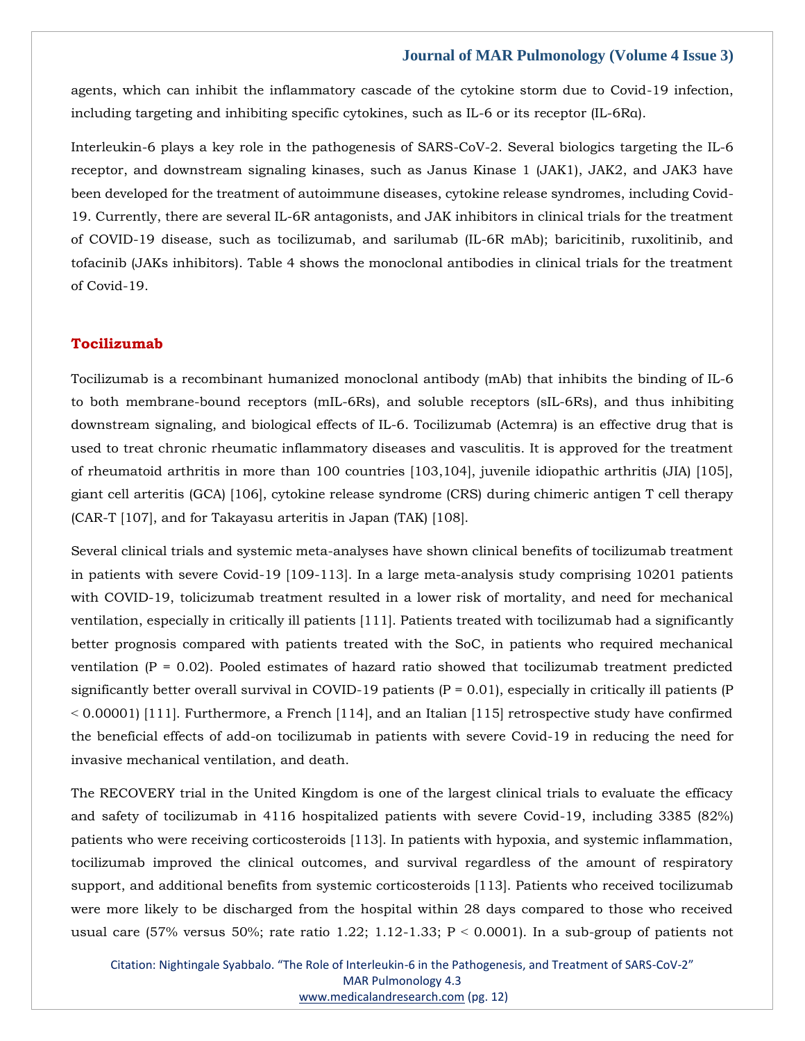agents, which can inhibit the inflammatory cascade of the cytokine storm due to Covid-19 infection, including targeting and inhibiting specific cytokines, such as IL-6 or its receptor (IL-6Rα).

Interleukin-6 plays a key role in the pathogenesis of SARS-CoV-2. Several biologics targeting the IL-6 receptor, and downstream signaling kinases, such as Janus Kinase 1 (JAK1), JAK2, and JAK3 have been developed for the treatment of autoimmune diseases, cytokine release syndromes, including Covid-19. Currently, there are several IL-6R antagonists, and JAK inhibitors in clinical trials for the treatment of COVID-19 disease, such as tocilizumab, and sarilumab (IL-6R mAb); baricitinib, ruxolitinib, and tofacinib (JAKs inhibitors). Table 4 shows the monoclonal antibodies in clinical trials for the treatment of Covid-19.

## Tocilizumab

Tocilizumab is a recombinant humanized monoclonal antibody (mAb) that inhibits the binding of IL-6 to both membrane-bound receptors (mIL-6Rs), and soluble receptors (sIL-6Rs), and thus inhibiting downstream signaling, and biological effects of IL-6. Tocilizumab (Actemra) is an effective drug that is used to treat chronic rheumatic inflammatory diseases and vasculitis. It is approved for the treatment of rheumatoid arthritis in more than 100 countries [103,104], juvenile idiopathic arthritis (JIA) [105], giant cell arteritis (GCA) [106], cytokine release syndrome (CRS) during chimeric antigen T cell therapy (CAR-T [107], and for Takayasu arteritis in Japan (TAK) [108].

Several clinical trials and systemic meta-analyses have shown clinical benefits of tocilizumab treatment in patients with severe Covid-19 [109-113]. In a large meta-analysis study comprising 10201 patients with COVID-19, tolicizumab treatment resulted in a lower risk of mortality, and need for mechanical ventilation, especially in critically ill patients [111]. Patients treated with tocilizumab had a significantly better prognosis compared with patients treated with the SoC, in patients who required mechanical ventilation ($P = 0.02$). Pooled estimates of hazard ratio showed that tocilizumab treatment predicted significantly better overall survival in COVID-19 patients ($P = 0.01$), especially in critically ill patients ($P < 0.00001$) [111]. Furthermore, a French [114], and an Italian [115] retrospective study have confirmed the beneficial effects of add-on tocilizumab in patients with severe Covid-19 in reducing the need for invasive mechanical ventilation, and death.

The RECOVERY trial in the United Kingdom is one of the largest clinical trials to evaluate the efficacy and safety of tocilizumab in 4116 hospitalized patients with severe Covid-19, including 3385 (82%) patients who were receiving corticosteroids [113]. In patients with hypoxia, and systemic inflammation, tocilizumab improved the clinical outcomes, and survival regardless of the amount of respiratory support, and additional benefits from systemic corticosteroids [113]. Patients who received tocilizumab were more likely to be discharged from the hospital within 28 days compared to those who received usual care (57% versus 50%; rate ratio 1.22; 1.12-1.33; $P < 0.0001$). In a sub-group of patients not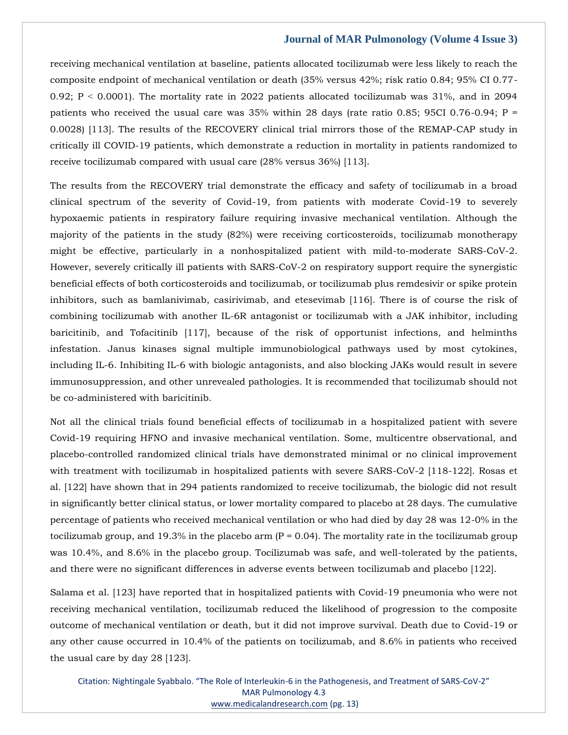receiving mechanical ventilation at baseline, patients allocated tocilizumab were less likely to reach the composite endpoint of mechanical ventilation or death (35% versus 42%; risk ratio 0.84; 95% CI 0.77-0.92; $P < 0.0001$). The mortality rate in 2022 patients allocated tocilizumab was 31%, and in 2094 patients who received the usual care was 35% within 28 days (rate ratio 0.85; 95CI 0.76-0.94; $P = 0.0028$) [113]. The results of the RECOVERY clinical trial mirrors those of the REMAP-CAP study in critically ill COVID-19 patients, which demonstrate a reduction in mortality in patients randomized to receive tocilizumab compared with usual care (28% versus 36%) [113].

The results from the RECOVERY trial demonstrate the efficacy and safety of tocilizumab in a broad clinical spectrum of the severity of Covid-19, from patients with moderate Covid-19 to severely hypoxaemic patients in respiratory failure requiring invasive mechanical ventilation. Although the majority of the patients in the study (82%) were receiving corticosteroids, tocilizumab monotherapy might be effective, particularly in a nonhospitalized patient with mild-to-moderate SARS-CoV-2. However, severely critically ill patients with SARS-CoV-2 on respiratory support require the synergistic beneficial effects of both corticosteroids and tocilizumab, or tocilizumab plus remdesivir or spike protein inhibitors, such as bamlanivimab, casirivimab, and etesevimab [116]. There is of course the risk of combining tocilizumab with another IL-6R antagonist or tocilizumab with a JAK inhibitor, including baricitinib, and Tofacitinib [117], because of the risk of opportunist infections, and helminths infestation. Janus kinases signal multiple immunobiological pathways used by most cytokines, including IL-6. Inhibiting IL-6 with biologic antagonists, and also blocking JAKs would result in severe immunosuppression, and other unrevealed pathologies. It is recommended that tocilizumab should not be co-administered with baricitinib.

Not all the clinical trials found beneficial effects of tocilizumab in a hospitalized patient with severe Covid-19 requiring HFNO and invasive mechanical ventilation. Some, multicentre observational, and placebo-controlled randomized clinical trials have demonstrated minimal or no clinical improvement with treatment with tocilizumab in hospitalized patients with severe SARS-CoV-2 [118-122]. Rosas et al. [122] have shown that in 294 patients randomized to receive tocilizumab, the biologic did not result in significantly better clinical status, or lower mortality compared to placebo at 28 days. The cumulative percentage of patients who received mechanical ventilation or who had died by day 28 was 12-0% in the tocilizumab group, and 19.3% in the placebo arm ($P = 0.04$). The mortality rate in the tocilizumab group was 10.4%, and 8.6% in the placebo group. Tocilizumab was safe, and well-tolerated by the patients, and there were no significant differences in adverse events between tocilizumab and placebo [122].

Salama et al. [123] have reported that in hospitalized patients with Covid-19 pneumonia who were not receiving mechanical ventilation, tocilizumab reduced the likelihood of progression to the composite outcome of mechanical ventilation or death, but it did not improve survival. Death due to Covid-19 or any other cause occurred in 10.4% of the patients on tocilizumab, and 8.6% in patients who received the usual care by day 28 [123].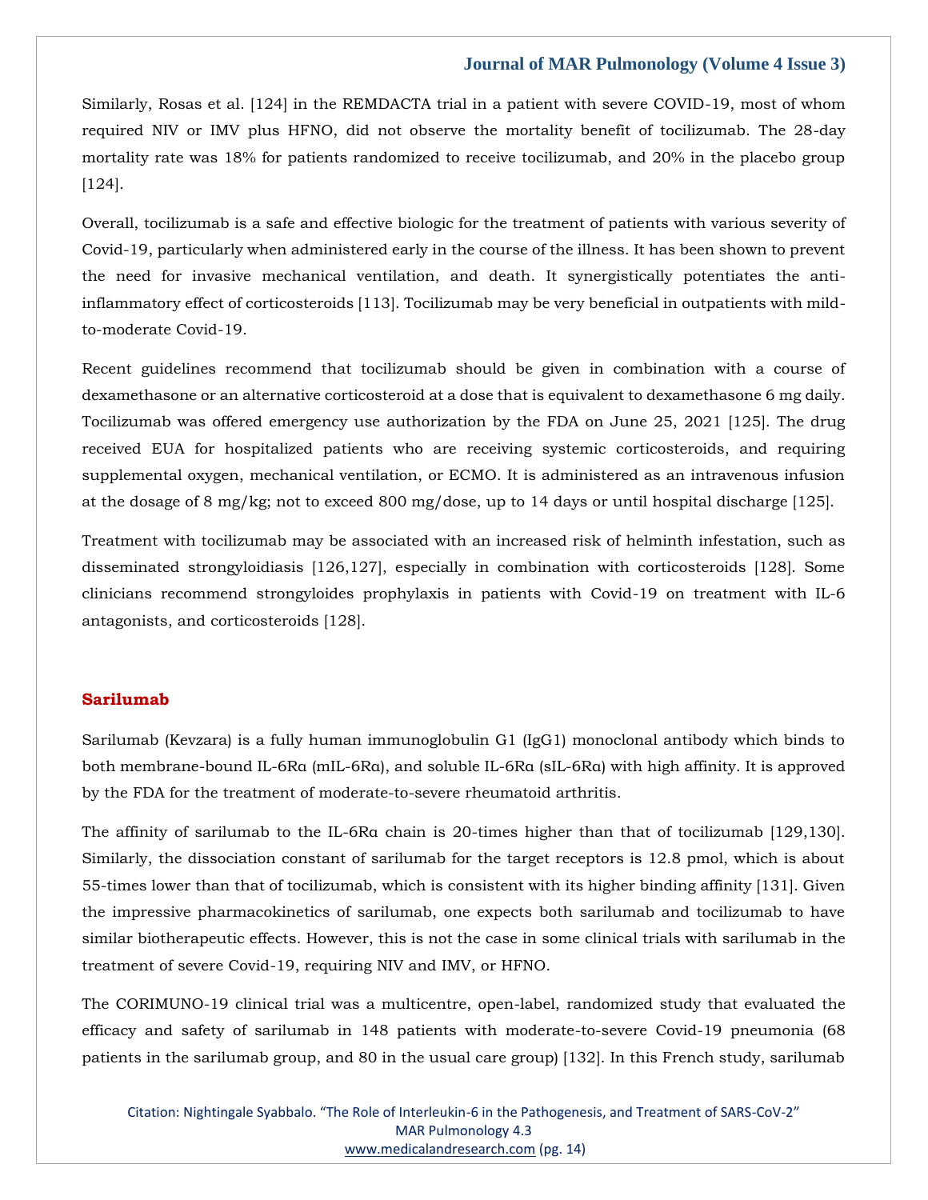Similarly, Rosas et al. [124] in the REMDACTA trial in a patient with severe COVID-19, most of whom required NIV or IMV plus HFNO, did not observe the mortality benefit of tocilizumab. The 28-day mortality rate was 18% for patients randomized to receive tocilizumab, and 20% in the placebo group [124].

Overall, tocilizumab is a safe and effective biologic for the treatment of patients with various severity of Covid-19, particularly when administered early in the course of the illness. It has been shown to prevent the need for invasive mechanical ventilation, and death. It synergistically potentiates the anti-inflammatory effect of corticosteroids [113]. Tocilizumab may be very beneficial in outpatients with mild-to-moderate Covid-19.

Recent guidelines recommend that tocilizumab should be given in combination with a course of dexamethasone or an alternative corticosteroid at a dose that is equivalent to dexamethasone 6 mg daily. Tocilizumab was offered emergency use authorization by the FDA on June 25, 2021 [125]. The drug received EUA for hospitalized patients who are receiving systemic corticosteroids, and requiring supplemental oxygen, mechanical ventilation, or ECMO. It is administered as an intravenous infusion at the dosage of 8 mg/kg; not to exceed 800 mg/dose, up to 14 days or until hospital discharge [125].

Treatment with tocilizumab may be associated with an increased risk of helminth infestation, such as disseminated strongyloidiasis [126,127], especially in combination with corticosteroids [128]. Some clinicians recommend strongyloides prophylaxis in patients with Covid-19 on treatment with IL-6 antagonists, and corticosteroids [128].

## Sarilumab

Sarilumab (Kevzara) is a fully human immunoglobulin G1 (IgG1) monoclonal antibody which binds to both membrane-bound IL-6Rα (mIL-6Rα), and soluble IL-6Rα (sIL-6Rα) with high affinity. It is approved by the FDA for the treatment of moderate-to-severe rheumatoid arthritis.

The affinity of sarilumab to the IL-6Rα chain is 20-times higher than that of tocilizumab [129,130]. Similarly, the dissociation constant of sarilumab for the target receptors is 12.8 pmol, which is about 55-times lower than that of tocilizumab, which is consistent with its higher binding affinity [131]. Given the impressive pharmacokinetics of sarilumab, one expects both sarilumab and tocilizumab to have similar biotherapeutic effects. However, this is not the case in some clinical trials with sarilumab in the treatment of severe Covid-19, requiring NIV and IMV, or HFNO.

The CORIMUNO-19 clinical trial was a multicentre, open-label, randomized study that evaluated the efficacy and safety of sarilumab in 148 patients with moderate-to-severe Covid-19 pneumonia (68 patients in the sarilumab group, and 80 in the usual care group) [132]. In this French study, sarilumab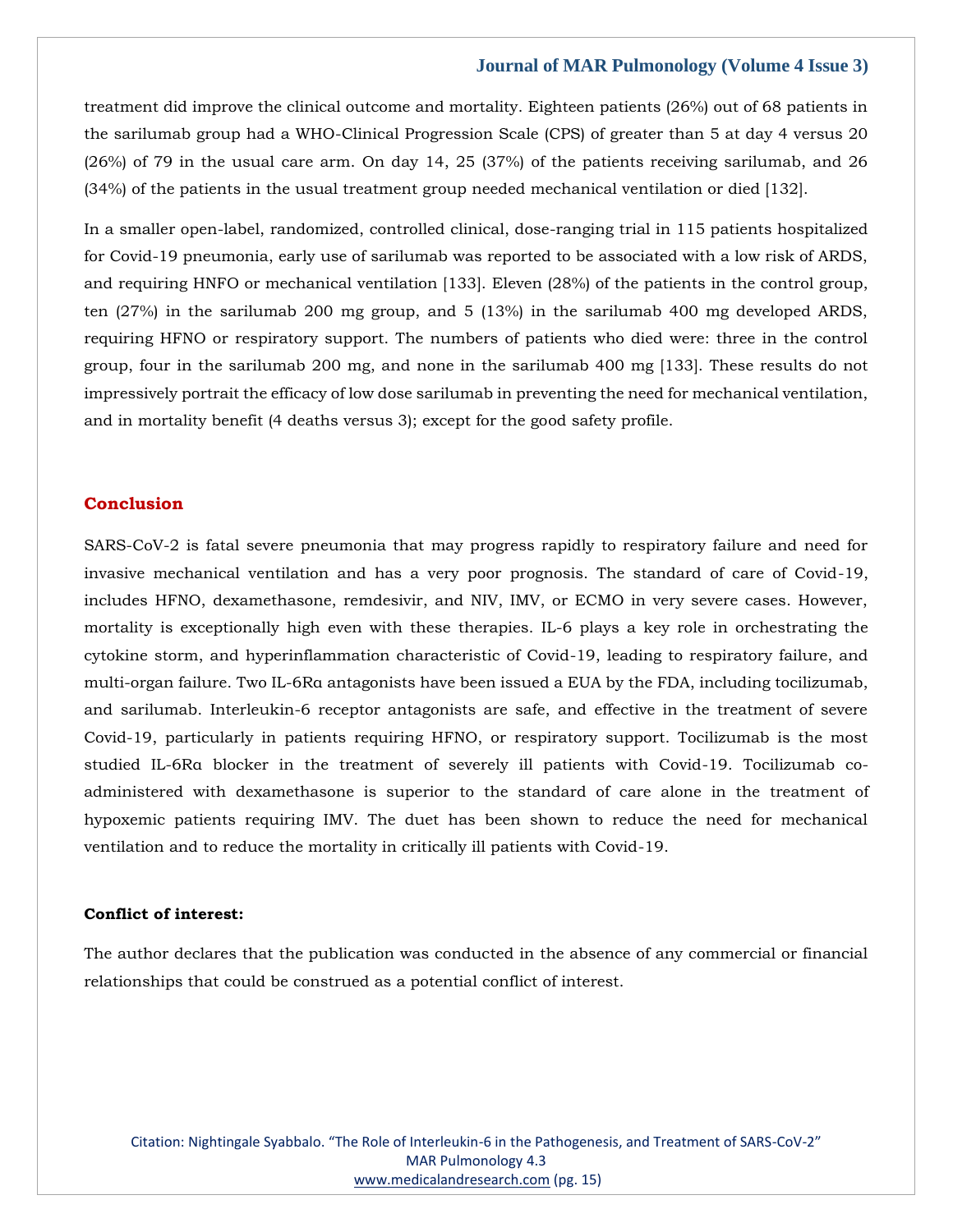treatment did improve the clinical outcome and mortality. Eighteen patients (26%) out of 68 patients in the sarilumab group had a WHO-Clinical Progression Scale (CPS) of greater than 5 at day 4 versus 20 (26%) of 79 in the usual care arm. On day 14, 25 (37%) of the patients receiving sarilumab, and 26 (34%) of the patients in the usual treatment group needed mechanical ventilation or died [132].

In a smaller open-label, randomized, controlled clinical, dose-ranging trial in 115 patients hospitalized for Covid-19 pneumonia, early use of sarilumab was reported to be associated with a low risk of ARDS, and requiring HNFO or mechanical ventilation [133]. Eleven (28%) of the patients in the control group, ten (27%) in the sarilumab 200 mg group, and 5 (13%) in the sarilumab 400 mg developed ARDS, requiring HFNO or respiratory support. The numbers of patients who died were: three in the control group, four in the sarilumab 200 mg, and none in the sarilumab 400 mg [133]. These results do not impressively portrait the efficacy of low dose sarilumab in preventing the need for mechanical ventilation, and in mortality benefit (4 deaths versus 3); except for the good safety profile.

## Conclusion

SARS-CoV-2 is fatal severe pneumonia that may progress rapidly to respiratory failure and need for invasive mechanical ventilation and has a very poor prognosis. The standard of care of Covid-19, includes HFNO, dexamethasone, remdesivir, and NIV, IMV, or ECMO in very severe cases. However, mortality is exceptionally high even with these therapies. IL-6 plays a key role in orchestrating the cytokine storm, and hyperinflammation characteristic of Covid-19, leading to respiratory failure, and multi-organ failure. Two IL-6Rα antagonists have been issued a EUA by the FDA, including tocilizumab, and sarilumab. Interleukin-6 receptor antagonists are safe, and effective in the treatment of severe Covid-19, particularly in patients requiring HFNO, or respiratory support. Tocilizumab is the most studied IL-6Rα blocker in the treatment of severely ill patients with Covid-19. Tocilizumab co-administered with dexamethasone is superior to the standard of care alone in the treatment of hypoxemic patients requiring IMV. The duet has been shown to reduce the need for mechanical ventilation and to reduce the mortality in critically ill patients with Covid-19.

**Conflict of interest:**

The author declares that the publication was conducted in the absence of any commercial or financial relationships that could be construed as a potential conflict of interest.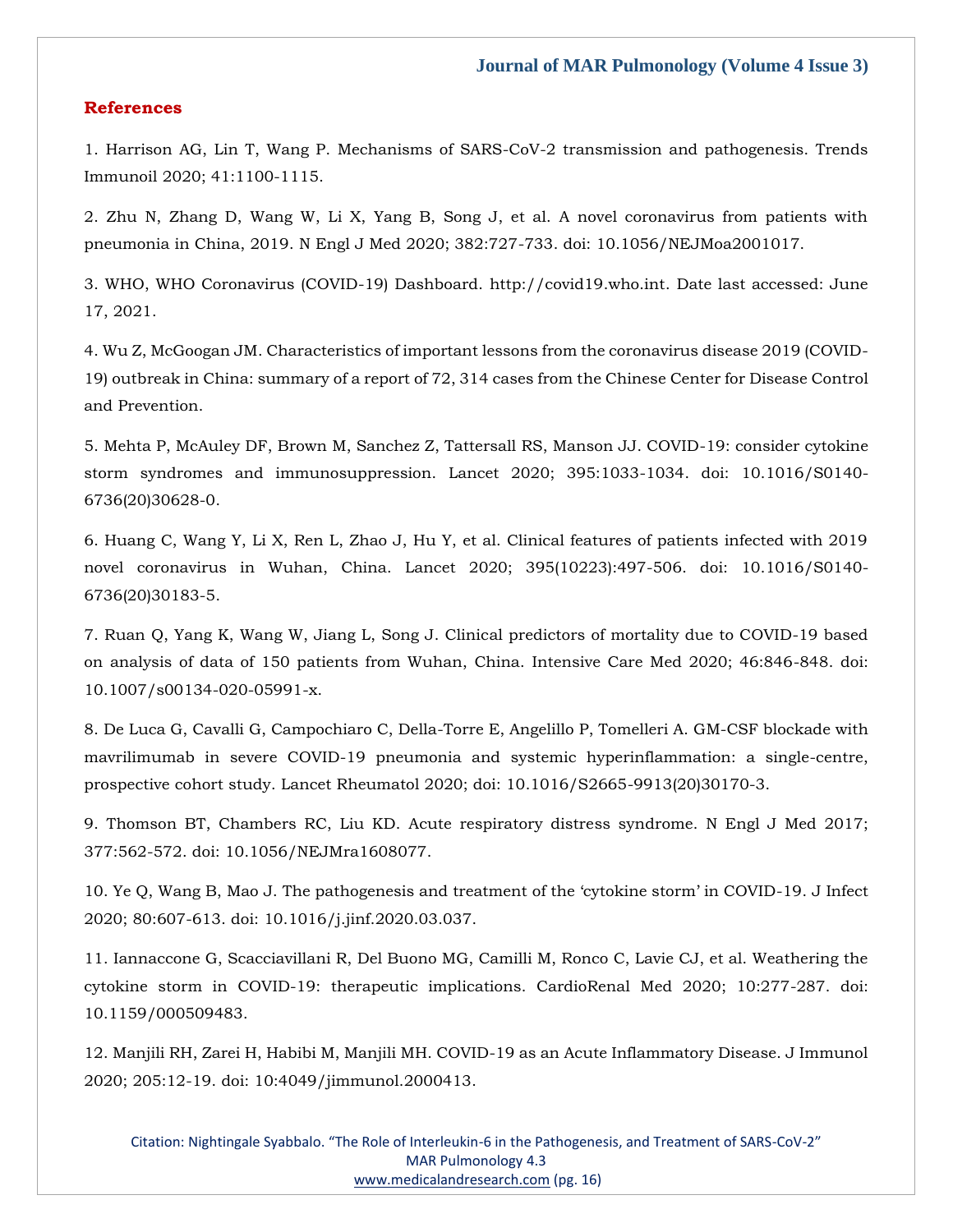## References

1. Harrison AG, Lin T, Wang P. Mechanisms of SARS-CoV-2 transmission and pathogenesis. Trends Immunoil 2020; 41:1100-1115.

2. Zhu N, Zhang D, Wang W, Li X, Yang B, Song J, et al. A novel coronavirus from patients with pneumonia in China, 2019. N Engl J Med 2020; 382:727-733. doi: 10.1056/NEJMoa2001017.

3. WHO, WHO Coronavirus (COVID-19) Dashboard. http://covid19.who.int. Date last accessed: June 17, 2021.

4. Wu Z, McGoogan JM. Characteristics of important lessons from the coronavirus disease 2019 (COVID-19) outbreak in China: summary of a report of 72, 314 cases from the Chinese Center for Disease Control and Prevention.

5. Mehta P, McAuley DF, Brown M, Sanchez Z, Tattersall RS, Manson JJ. COVID-19: consider cytokine storm syndromes and immunosuppression. Lancet 2020; 395:1033-1034. doi: 10.1016/S0140-6736(20)30628-0.

6. Huang C, Wang Y, Li X, Ren L, Zhao J, Hu Y, et al. Clinical features of patients infected with 2019 novel coronavirus in Wuhan, China. Lancet 2020; 395(10223):497-506. doi: 10.1016/S0140-6736(20)30183-5.

7. Ruan Q, Yang K, Wang W, Jiang L, Song J. Clinical predictors of mortality due to COVID-19 based on analysis of data of 150 patients from Wuhan, China. Intensive Care Med 2020; 46:846-848. doi: 10.1007/s00134-020-05991-x.

8. De Luca G, Cavalli G, Campochiaro C, Della-Torre E, Angelillo P, Tomelleri A. GM-CSF blockade with mavrilimumab in severe COVID-19 pneumonia and systemic hyperinflammation: a single-centre, prospective cohort study. Lancet Rheumatol 2020; doi: 10.1016/S2665-9913(20)30170-3.

9. Thomson BT, Chambers RC, Liu KD. Acute respiratory distress syndrome. N Engl J Med 2017; 377:562-572. doi: 10.1056/NEJMra1608077.

10. Ye Q, Wang B, Mao J. The pathogenesis and treatment of the 'cytokine storm' in COVID-19. J Infect 2020; 80:607-613. doi: 10.1016/j.jinf.2020.03.037.

11. Iannaccone G, Scacciavillani R, Del Buono MG, Camilli M, Ronco C, Lavie CJ, et al. Weathering the cytokine storm in COVID-19: therapeutic implications. CardioRenal Med 2020; 10:277-287. doi: 10.1159/000509483.

12. Manjili RH, Zarei H, Habibi M, Manjili MH. COVID-19 as an Acute Inflammatory Disease. J Immunol 2020; 205:12-19. doi: 10:4049/jimmunol.2000413.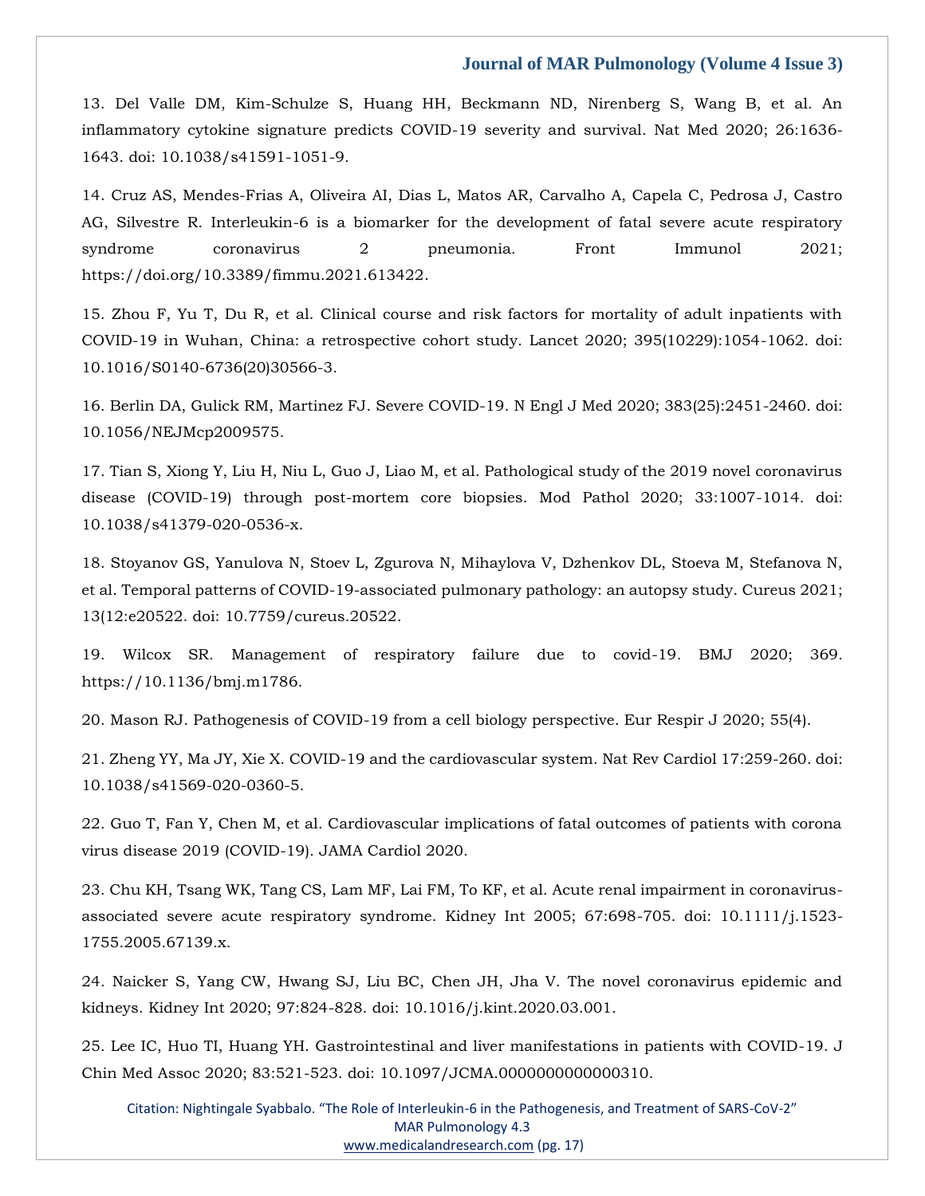13. Del Valle DM, Kim-Schulze S, Huang HH, Beckmann ND, Nirenberg S, Wang B, et al. An inflammatory cytokine signature predicts COVID-19 severity and survival. Nat Med 2020; 26:1636-1643. doi: 10.1038/s41591-1051-9.

14. Cruz AS, Mendes-Frias A, Oliveira AI, Dias L, Matos AR, Carvalho A, Capela C, Pedrosa J, Castro AG, Silvestre R. Interleukin-6 is a biomarker for the development of fatal severe acute respiratory syndrome coronavirus 2 pneumonia. Front Immunol 2021; https://doi.org/10.3389/fimmu.2021.613422.

15. Zhou F, Yu T, Du R, et al. Clinical course and risk factors for mortality of adult inpatients with COVID-19 in Wuhan, China: a retrospective cohort study. Lancet 2020; 395(10229):1054-1062. doi: 10.1016/S0140-6736(20)30566-3.

16. Berlin DA, Gulick RM, Martinez FJ. Severe COVID-19. N Engl J Med 2020; 383(25):2451-2460. doi: 10.1056/NEJMcp2009575.

17. Tian S, Xiong Y, Liu H, Niu L, Guo J, Liao M, et al. Pathological study of the 2019 novel coronavirus disease (COVID-19) through post-mortem core biopsies. Mod Pathol 2020; 33:1007-1014. doi: 10.1038/s41379-020-0536-x.

18. Stoyanov GS, Yanulova N, Stoev L, Zgurova N, Mihaylova V, Dzhenkov DL, Stoeva M, Stefanova N, et al. Temporal patterns of COVID-19-associated pulmonary pathology: an autopsy study. Cureus 2021; 13(12:e20522. doi: 10.7759/cureus.20522.

19. Wilcox SR. Management of respiratory failure due to covid-19. BMJ 2020; 369. https://10.1136/bmj.m1786.

20. Mason RJ. Pathogenesis of COVID-19 from a cell biology perspective. Eur Respir J 2020; 55(4).

21. Zheng YY, Ma JY, Xie X. COVID-19 and the cardiovascular system. Nat Rev Cardiol 17:259-260. doi: 10.1038/s41569-020-0360-5.

22. Guo T, Fan Y, Chen M, et al. Cardiovascular implications of fatal outcomes of patients with corona virus disease 2019 (COVID-19). JAMA Cardiol 2020.

23. Chu KH, Tsang WK, Tang CS, Lam MF, Lai FM, To KF, et al. Acute renal impairment in coronavirus-associated severe acute respiratory syndrome. Kidney Int 2005; 67:698-705. doi: 10.1111/j.1523-1755.2005.67139.x.

24. Naicker S, Yang CW, Hwang SJ, Liu BC, Chen JH, Jha V. The novel coronavirus epidemic and kidneys. Kidney Int 2020; 97:824-828. doi: 10.1016/j.kint.2020.03.001.

25. Lee IC, Huo TI, Huang YH. Gastrointestinal and liver manifestations in patients with COVID-19. J Chin Med Assoc 2020; 83:521-523. doi: 10.1097/JCMA.0000000000000310.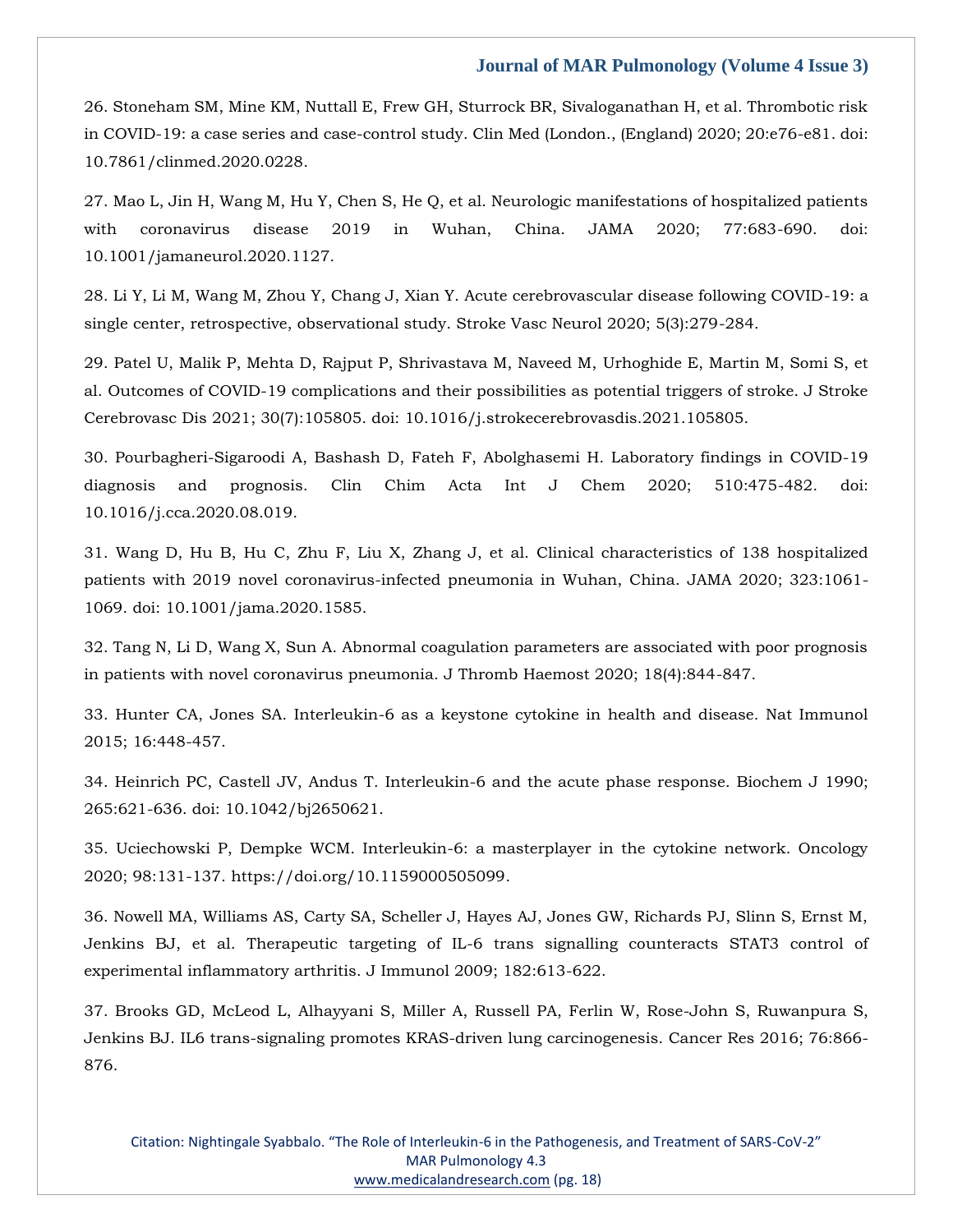26. Stoneham SM, Mine KM, Nuttall E, Frew GH, Sturrock BR, Sivaloganathan H, et al. Thrombotic risk in COVID-19: a case series and case-control study. Clin Med (London., (England) 2020; 20:e76-e81. doi: 10.7861/clinmed.2020.0228.

27. Mao L, Jin H, Wang M, Hu Y, Chen S, He Q, et al. Neurologic manifestations of hospitalized patients with coronavirus disease 2019 in Wuhan, China. JAMA 2020; 77:683-690. doi: 10.1001/jamaneurol.2020.1127.

28. Li Y, Li M, Wang M, Zhou Y, Chang J, Xian Y. Acute cerebrovascular disease following COVID-19: a single center, retrospective, observational study. Stroke Vasc Neurol 2020; 5(3):279-284.

29. Patel U, Malik P, Mehta D, Rajput P, Shrivastava M, Naveed M, Urhoghide E, Martin M, Somi S, et al. Outcomes of COVID-19 complications and their possibilities as potential triggers of stroke. J Stroke Cerebrovasc Dis 2021; 30(7):105805. doi: 10.1016/j.strokecerebrovasdis.2021.105805.

30. Pourbagheri-Sigaroodi A, Bashash D, Fateh F, Abolghasemi H. Laboratory findings in COVID-19 diagnosis and prognosis. Clin Chim Acta Int J Chem 2020; 510:475-482. doi: 10.1016/j.cca.2020.08.019.

31. Wang D, Hu B, Hu C, Zhu F, Liu X, Zhang J, et al. Clinical characteristics of 138 hospitalized patients with 2019 novel coronavirus-infected pneumonia in Wuhan, China. JAMA 2020; 323:1061-1069. doi: 10.1001/jama.2020.1585.

32. Tang N, Li D, Wang X, Sun A. Abnormal coagulation parameters are associated with poor prognosis in patients with novel coronavirus pneumonia. J Thromb Haemost 2020; 18(4):844-847.

33. Hunter CA, Jones SA. Interleukin-6 as a keystone cytokine in health and disease. Nat Immunol 2015; 16:448-457.

34. Heinrich PC, Castell JV, Andus T. Interleukin-6 and the acute phase response. Biochem J 1990; 265:621-636. doi: 10.1042/bj2650621.

35. Uciechowski P, Dempke WCM. Interleukin-6: a masterplayer in the cytokine network. Oncology 2020; 98:131-137. https://doi.org/10.1159000505099.

36. Nowell MA, Williams AS, Carty SA, Scheller J, Hayes AJ, Jones GW, Richards PJ, Slinn S, Ernst M, Jenkins BJ, et al. Therapeutic targeting of IL-6 trans signalling counteracts STAT3 control of experimental inflammatory arthritis. J Immunol 2009; 182:613-622.

37. Brooks GD, McLeod L, Alhayyani S, Miller A, Russell PA, Ferlin W, Rose-John S, Ruwanpura S, Jenkins BJ. IL6 trans-signaling promotes KRAS-driven lung carcinogenesis. Cancer Res 2016; 76:866-876.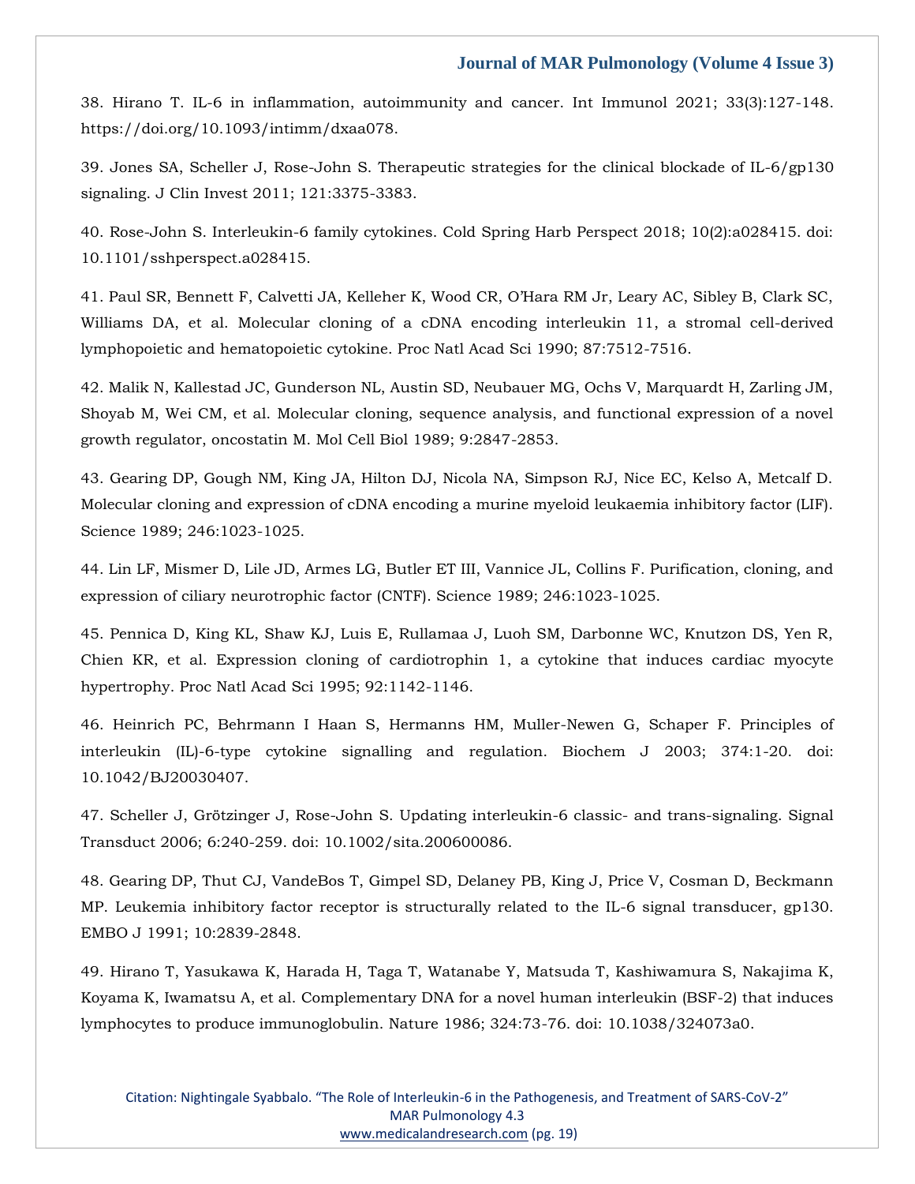38. Hirano T. IL-6 in inflammation, autoimmunity and cancer. Int Immunol 2021; 33(3):127-148. https://doi.org/10.1093/intimm/dxaa078.

39. Jones SA, Scheller J, Rose-John S. Therapeutic strategies for the clinical blockade of IL-6/gp130 signaling. J Clin Invest 2011; 121:3375-3383.

40. Rose-John S. Interleukin-6 family cytokines. Cold Spring Harb Perspect 2018; 10(2):a028415. doi: 10.1101/sshperspect.a028415.

41. Paul SR, Bennett F, Calvetti JA, Kelleher K, Wood CR, O'Hara RM Jr, Leary AC, Sibley B, Clark SC, Williams DA, et al. Molecular cloning of a cDNA encoding interleukin 11, a stromal cell-derived lymphopoietic and hematopoietic cytokine. Proc Natl Acad Sci 1990; 87:7512-7516.

42. Malik N, Kallestad JC, Gunderson NL, Austin SD, Neubauer MG, Ochs V, Marquardt H, Zarling JM, Shoyab M, Wei CM, et al. Molecular cloning, sequence analysis, and functional expression of a novel growth regulator, oncostatin M. Mol Cell Biol 1989; 9:2847-2853.

43. Gearing DP, Gough NM, King JA, Hilton DJ, Nicola NA, Simpson RJ, Nice EC, Kelso A, Metcalf D. Molecular cloning and expression of cDNA encoding a murine myeloid leukaemia inhibitory factor (LIF). Science 1989; 246:1023-1025.

44. Lin LF, Mismer D, Lile JD, Armes LG, Butler ET III, Vannice JL, Collins F. Purification, cloning, and expression of ciliary neurotrophic factor (CNTF). Science 1989; 246:1023-1025.

45. Pennica D, King KL, Shaw KJ, Luis E, Rullamaa J, Luoh SM, Darbonne WC, Knutzon DS, Yen R, Chien KR, et al. Expression cloning of cardiotrophin 1, a cytokine that induces cardiac myocyte hypertrophy. Proc Natl Acad Sci 1995; 92:1142-1146.

46. Heinrich PC, Behrmann I Haan S, Hermanns HM, Muller-Newen G, Schaper F. Principles of interleukin (IL)-6-type cytokine signalling and regulation. Biochem J 2003; 374:1-20. doi: 10.1042/BJ20030407.

47. Scheller J, Grötzinger J, Rose-John S. Updating interleukin-6 classic- and trans-signaling. Signal Transduct 2006; 6:240-259. doi: 10.1002/sita.200600086.

48. Gearing DP, Thut CJ, VandeBos T, Gimpel SD, Delaney PB, King J, Price V, Cosman D, Beckmann MP. Leukemia inhibitory factor receptor is structurally related to the IL-6 signal transducer, gp130. EMBO J 1991; 10:2839-2848.

49. Hirano T, Yasukawa K, Harada H, Taga T, Watanabe Y, Matsuda T, Kashiwamura S, Nakajima K, Koyama K, Iwamatsu A, et al. Complementary DNA for a novel human interleukin (BSF-2) that induces lymphocytes to produce immunoglobulin. Nature 1986; 324:73-76. doi: 10.1038/324073a0.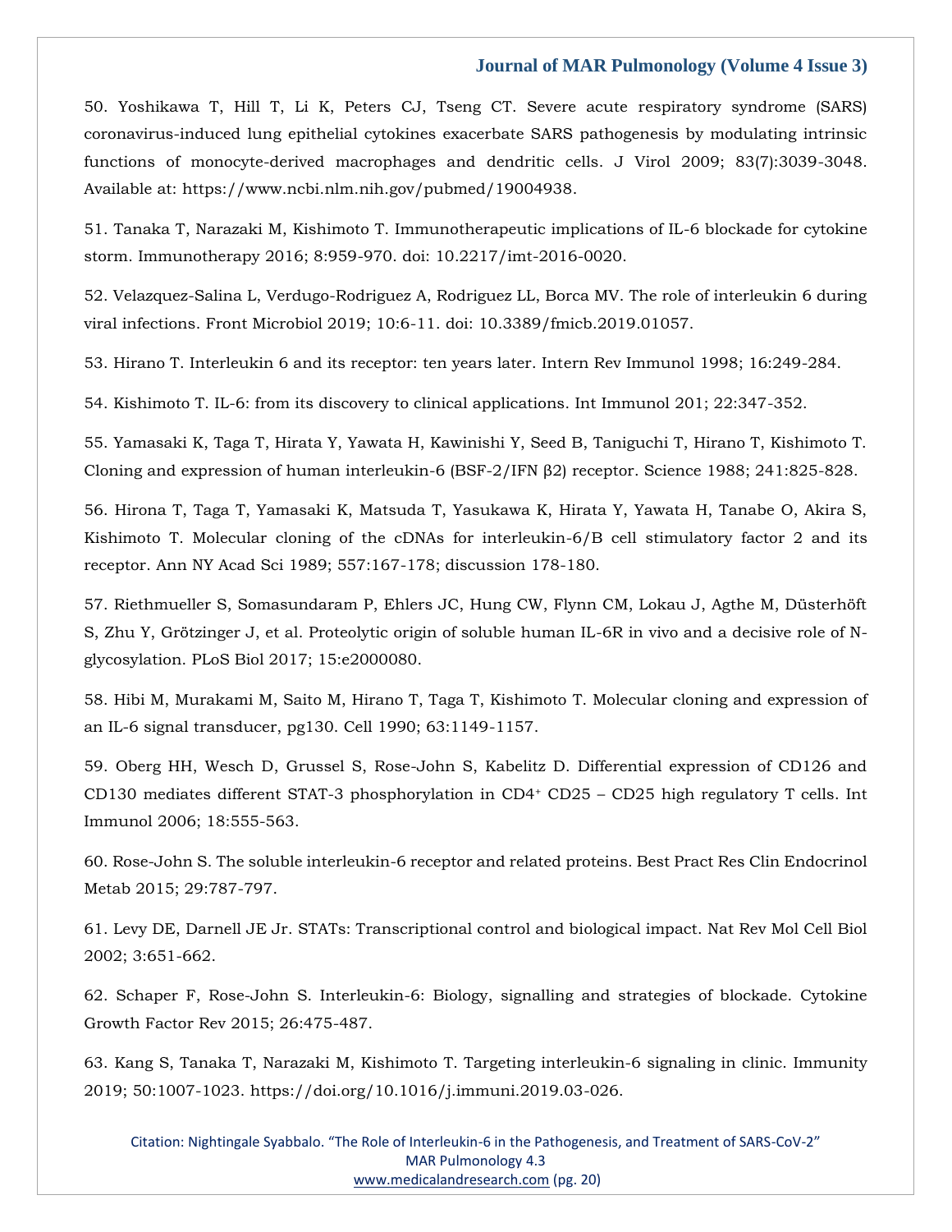50. Yoshikawa T, Hill T, Li K, Peters CJ, Tseng CT. Severe acute respiratory syndrome (SARS) coronavirus-induced lung epithelial cytokines exacerbate SARS pathogenesis by modulating intrinsic functions of monocyte-derived macrophages and dendritic cells. J Virol 2009; 83(7):3039-3048. Available at: https://www.ncbi.nlm.nih.gov/pubmed/19004938.

51. Tanaka T, Narazaki M, Kishimoto T. Immunotherapeutic implications of IL-6 blockade for cytokine storm. Immunotherapy 2016; 8:959-970. doi: 10.2217/imt-2016-0020.

52. Velazquez-Salina L, Verdugo-Rodriguez A, Rodriguez LL, Borca MV. The role of interleukin 6 during viral infections. Front Microbiol 2019; 10:6-11. doi: 10.3389/fmicb.2019.01057.

53. Hirano T. Interleukin 6 and its receptor: ten years later. Intern Rev Immunol 1998; 16:249-284.

54. Kishimoto T. IL-6: from its discovery to clinical applications. Int Immunol 201; 22:347-352.

55. Yamasaki K, Taga T, Hirata Y, Yawata H, Kawinishi Y, Seed B, Taniguchi T, Hirano T, Kishimoto T. Cloning and expression of human interleukin-6 (BSF-2/IFN β2) receptor. Science 1988; 241:825-828.

56. Hirona T, Taga T, Yamasaki K, Matsuda T, Yasukawa K, Hirata Y, Yawata H, Tanabe O, Akira S, Kishimoto T. Molecular cloning of the cDNAs for interleukin-6/B cell stimulatory factor 2 and its receptor. Ann NY Acad Sci 1989; 557:167-178; discussion 178-180.

57. Riethmueller S, Somasundaram P, Ehlers JC, Hung CW, Flynn CM, Lokau J, Agthe M, Düsterhöft S, Zhu Y, Grötzinger J, et al. Proteolytic origin of soluble human IL-6R in vivo and a decisive role of N-glycosylation. PLoS Biol 2017; 15:e2000080.

58. Hibi M, Murakami M, Saito M, Hirano T, Taga T, Kishimoto T. Molecular cloning and expression of an IL-6 signal transducer, pg130. Cell 1990; 63:1149-1157.

59. Oberg HH, Wesch D, Grussel S, Rose-John S, Kabelitz D. Differential expression of CD126 and CD130 mediates different STAT-3 phosphorylation in $CD4^{+}$ CD25 – CD25 high regulatory T cells. Int Immunol 2006; 18:555-563.

60. Rose-John S. The soluble interleukin-6 receptor and related proteins. Best Pract Res Clin Endocrinol Metab 2015; 29:787-797.

61. Levy DE, Darnell JE Jr. STATs: Transcriptional control and biological impact. Nat Rev Mol Cell Biol 2002; 3:651-662.

62. Schaper F, Rose-John S. Interleukin-6: Biology, signalling and strategies of blockade. Cytokine Growth Factor Rev 2015; 26:475-487.

63. Kang S, Tanaka T, Narazaki M, Kishimoto T. Targeting interleukin-6 signaling in clinic. Immunity 2019; 50:1007-1023. https://doi.org/10.1016/j.immuni.2019.03-026.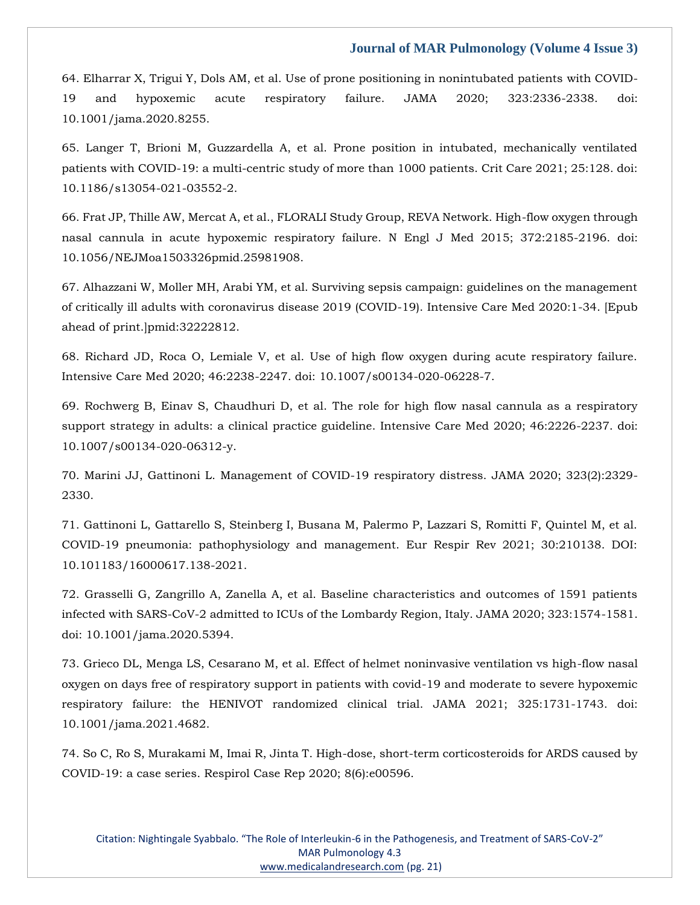64. Elharrar X, Trigui Y, Dols AM, et al. Use of prone positioning in nonintubated patients with COVID-19 and hypoxemic acute respiratory failure. JAMA 2020; 323:2336-2338. doi: 10.1001/jama.2020.8255.

65. Langer T, Brioni M, Guzzardella A, et al. Prone position in intubated, mechanically ventilated patients with COVID-19: a multi-centric study of more than 1000 patients. Crit Care 2021; 25:128. doi: 10.1186/s13054-021-03552-2.

66. Frat JP, Thille AW, Mercat A, et al., FLORALI Study Group, REVA Network. High-flow oxygen through nasal cannula in acute hypoxemic respiratory failure. N Engl J Med 2015; 372:2185-2196. doi: 10.1056/NEJMoa1503326pmid.25981908.

67. Alhazzani W, Moller MH, Arabi YM, et al. Surviving sepsis campaign: guidelines on the management of critically ill adults with coronavirus disease 2019 (COVID-19). Intensive Care Med 2020:1-34. [Epub ahead of print.]pmid:32222812.

68. Richard JD, Roca O, Lemiale V, et al. Use of high flow oxygen during acute respiratory failure. Intensive Care Med 2020; 46:2238-2247. doi: 10.1007/s00134-020-06228-7.

69. Rochwerg B, Einav S, Chaudhuri D, et al. The role for high flow nasal cannula as a respiratory support strategy in adults: a clinical practice guideline. Intensive Care Med 2020; 46:2226-2237. doi: 10.1007/s00134-020-06312-y.

70. Marini JJ, Gattinoni L. Management of COVID-19 respiratory distress. JAMA 2020; 323(2):2329-2330.

71. Gattinoni L, Gattarello S, Steinberg I, Busana M, Palermo P, Lazzari S, Romitti F, Quintel M, et al. COVID-19 pneumonia: pathophysiology and management. Eur Respir Rev 2021; 30:210138. DOI: 10.101183/16000617.138-2021.

72. Grasselli G, Zangrillo A, Zanella A, et al. Baseline characteristics and outcomes of 1591 patients infected with SARS-CoV-2 admitted to ICUs of the Lombardy Region, Italy. JAMA 2020; 323:1574-1581. doi: 10.1001/jama.2020.5394.

73. Grieco DL, Menga LS, Cesarano M, et al. Effect of helmet noninvasive ventilation vs high-flow nasal oxygen on days free of respiratory support in patients with covid-19 and moderate to severe hypoxemic respiratory failure: the HENIVOT randomized clinical trial. JAMA 2021; 325:1731-1743. doi: 10.1001/jama.2021.4682.

74. So C, Ro S, Murakami M, Imai R, Jinta T. High-dose, short-term corticosteroids for ARDS caused by COVID-19: a case series. Respirol Case Rep 2020; 8(6):e00596.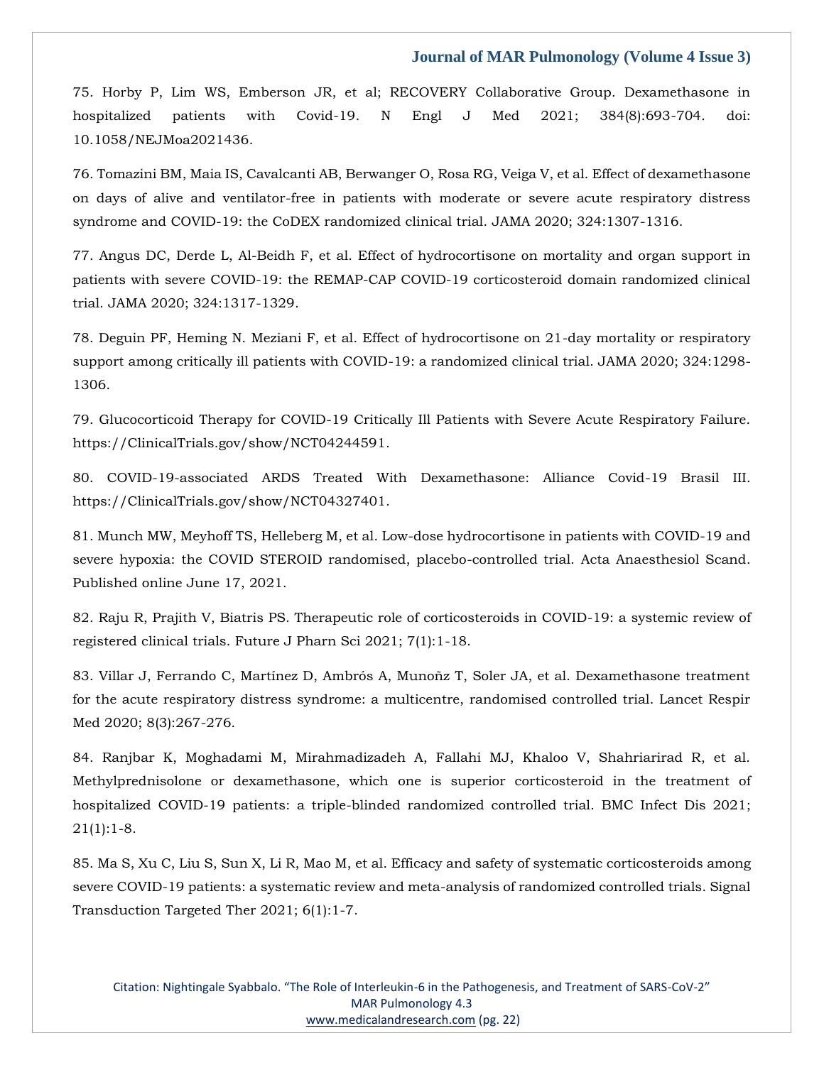75. Horby P, Lim WS, Emberson JR, et al; RECOVERY Collaborative Group. Dexamethasone in hospitalized patients with Covid-19. N Engl J Med 2021; 384(8):693-704. doi: 10.1058/NEJMoa2021436.

76. Tomazini BM, Maia IS, Cavalcanti AB, Berwanger O, Rosa RG, Veiga V, et al. Effect of dexamethasone on days of alive and ventilator-free in patients with moderate or severe acute respiratory distress syndrome and COVID-19: the CoDEX randomized clinical trial. JAMA 2020; 324:1307-1316.

77. Angus DC, Derde L, Al-Beidh F, et al. Effect of hydrocortisone on mortality and organ support in patients with severe COVID-19: the REMAP-CAP COVID-19 corticosteroid domain randomized clinical trial. JAMA 2020; 324:1317-1329.

78. Deguin PF, Heming N. Meziani F, et al. Effect of hydrocortisone on 21-day mortality or respiratory support among critically ill patients with COVID-19: a randomized clinical trial. JAMA 2020; 324:1298-1306.

79. Glucocorticoid Therapy for COVID-19 Critically Ill Patients with Severe Acute Respiratory Failure. https://ClinicalTrials.gov/show/NCT04244591.

80. COVID-19-associated ARDS Treated With Dexamethasone: Alliance Covid-19 Brasil III. https://ClinicalTrials.gov/show/NCT04327401.

81. Munch MW, Meyhoff TS, Helleberg M, et al. Low-dose hydrocortisone in patients with COVID-19 and severe hypoxia: the COVID STEROID randomised, placebo-controlled trial. Acta Anaesthesiol Scand. Published online June 17, 2021.

82. Raju R, Prajith V, Biatris PS. Therapeutic role of corticosteroids in COVID-19: a systemic review of registered clinical trials. Future J Pharn Sci 2021; 7(1):1-18.

83. Villar J, Ferrando C, Martínez D, Ambrós A, Munoñz T, Soler JA, et al. Dexamethasone treatment for the acute respiratory distress syndrome: a multicentre, randomised controlled trial. Lancet Respir Med 2020; 8(3):267-276.

84. Ranjbar K, Moghadami M, Mirahmadizadeh A, Fallahi MJ, Khaloo V, Shahriarirad R, et al. Methylprednisolone or dexamethasone, which one is superior corticosteroid in the treatment of hospitalized COVID-19 patients: a triple-blinded randomized controlled trial. BMC Infect Dis 2021; 21(1):1-8.

85. Ma S, Xu C, Liu S, Sun X, Li R, Mao M, et al. Efficacy and safety of systematic corticosteroids among severe COVID-19 patients: a systematic review and meta-analysis of randomized controlled trials. Signal Transduction Targeted Ther 2021; 6(1):1-7.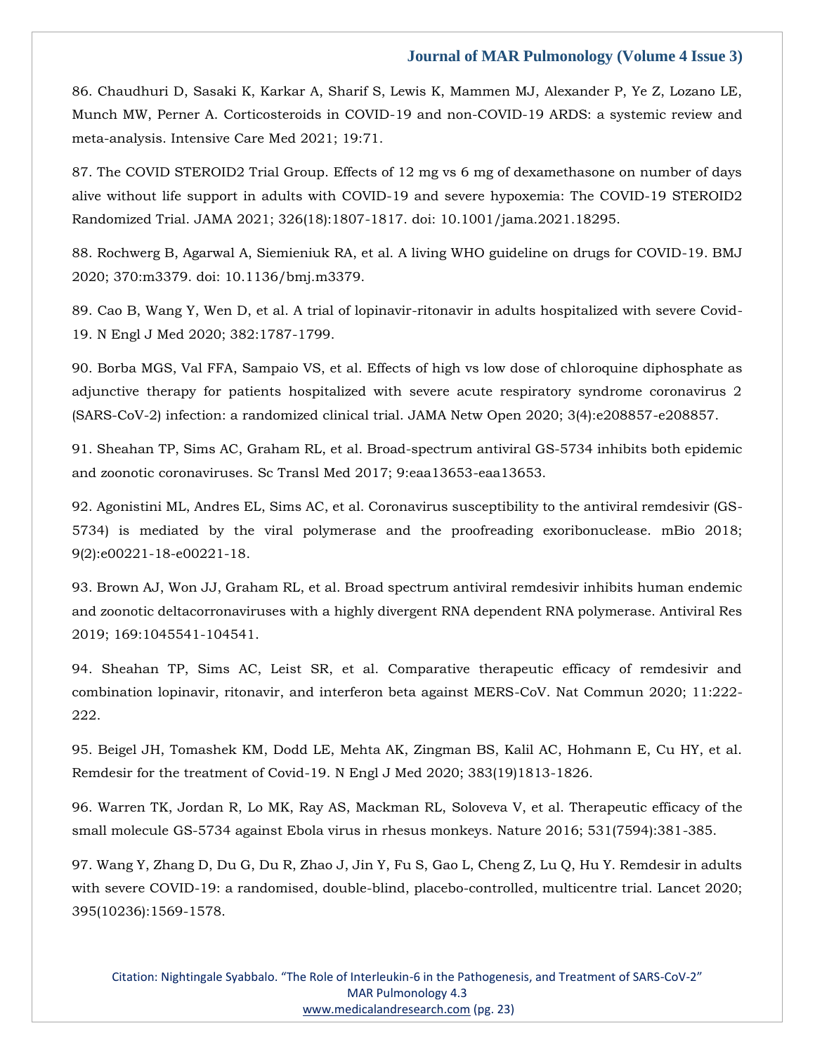86. Chaudhuri D, Sasaki K, Karkar A, Sharif S, Lewis K, Mammen MJ, Alexander P, Ye Z, Lozano LE, Munch MW, Perner A. Corticosteroids in COVID-19 and non-COVID-19 ARDS: a systemic review and meta-analysis. Intensive Care Med 2021; 19:71.

87. The COVID STEROID2 Trial Group. Effects of 12 mg vs 6 mg of dexamethasone on number of days alive without life support in adults with COVID-19 and severe hypoxemia: The COVID-19 STEROID2 Randomized Trial. JAMA 2021; 326(18):1807-1817. doi: 10.1001/jama.2021.18295.

88. Rochwerg B, Agarwal A, Siemieniuk RA, et al. A living WHO guideline on drugs for COVID-19. BMJ 2020; 370:m3379. doi: 10.1136/bmj.m3379.

89. Cao B, Wang Y, Wen D, et al. A trial of lopinavir-ritonavir in adults hospitalized with severe Covid-19. N Engl J Med 2020; 382:1787-1799.

90. Borba MGS, Val FFA, Sampaio VS, et al. Effects of high vs low dose of chloroquine diphosphate as adjunctive therapy for patients hospitalized with severe acute respiratory syndrome coronavirus 2 (SARS-CoV-2) infection: a randomized clinical trial. JAMA Netw Open 2020; 3(4):e208857-e208857.

91. Sheahan TP, Sims AC, Graham RL, et al. Broad-spectrum antiviral GS-5734 inhibits both epidemic and zoonotic coronaviruses. Sc Transl Med 2017; 9:eaa13653-eaa13653.

92. Agonistini ML, Andres EL, Sims AC, et al. Coronavirus susceptibility to the antiviral remdesivir (GS-5734) is mediated by the viral polymerase and the proofreading exoribonuclease. mBio 2018; 9(2):e00221-18-e00221-18.

93. Brown AJ, Won JJ, Graham RL, et al. Broad spectrum antiviral remdesivir inhibits human endemic and zoonotic deltacorronaviruses with a highly divergent RNA dependent RNA polymerase. Antiviral Res 2019; 169:1045541-104541.

94. Sheahan TP, Sims AC, Leist SR, et al. Comparative therapeutic efficacy of remdesivir and combination lopinavir, ritonavir, and interferon beta against MERS-CoV. Nat Commun 2020; 11:222-222.

95. Beigel JH, Tomashek KM, Dodd LE, Mehta AK, Zingman BS, Kalil AC, Hohmann E, Cu HY, et al. Remdesir for the treatment of Covid-19. N Engl J Med 2020; 383(19)1813-1826.

96. Warren TK, Jordan R, Lo MK, Ray AS, Mackman RL, Soloveva V, et al. Therapeutic efficacy of the small molecule GS-5734 against Ebola virus in rhesus monkeys. Nature 2016; 531(7594):381-385.

97. Wang Y, Zhang D, Du G, Du R, Zhao J, Jin Y, Fu S, Gao L, Cheng Z, Lu Q, Hu Y. Remdesir in adults with severe COVID-19: a randomised, double-blind, placebo-controlled, multicentre trial. Lancet 2020; 395(10236):1569-1578.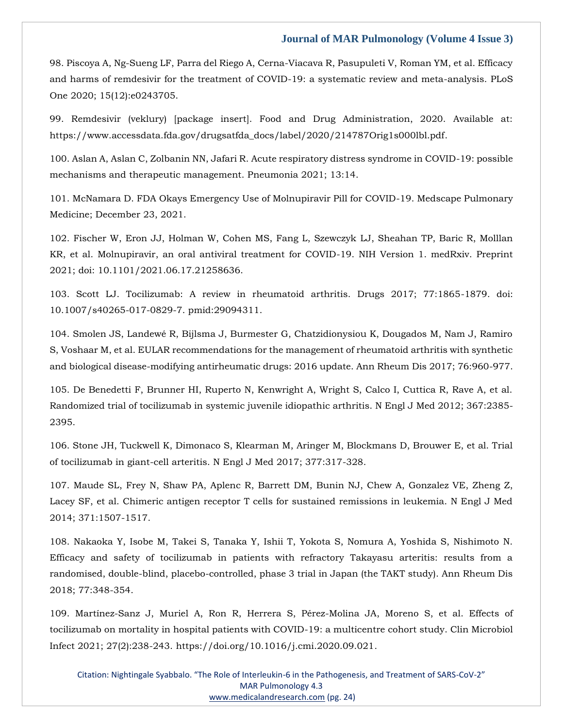98. Piscoya A, Ng-Sueng LF, Parra del Riego A, Cerna-Viacava R, Pasupuleti V, Roman YM, et al. Efficacy and harms of remdesivir for the treatment of COVID-19: a systematic review and meta-analysis. PLoS One 2020; 15(12):e0243705.

99. Remdesivir (veklury) [package insert]. Food and Drug Administration, 2020. Available at: https://www.accessdata.fda.gov/drugsatfda_docs/label/2020/214787Orig1s000lbl.pdf.

100. Aslan A, Aslan C, Zolbanin NN, Jafari R. Acute respiratory distress syndrome in COVID-19: possible mechanisms and therapeutic management. Pneumonia 2021; 13:14.

101. McNamara D. FDA Okays Emergency Use of Molnupiravir Pill for COVID-19. Medscape Pulmonary Medicine; December 23, 2021.

102. Fischer W, Eron JJ, Holman W, Cohen MS, Fang L, Szewczyk LJ, Sheahan TP, Baric R, Molllan KR, et al. Molnupiravir, an oral antiviral treatment for COVID-19. NIH Version 1. medRxiv. Preprint 2021; doi: 10.1101/2021.06.17.21258636.

103. Scott LJ. Tocilizumab: A review in rheumatoid arthritis. Drugs 2017; 77:1865-1879. doi: 10.1007/s40265-017-0829-7. pmid:29094311.

104. Smolen JS, Landewé R, Bijlsma J, Burmester G, Chatzidionysiou K, Dougados M, Nam J, Ramiro S, Voshaar M, et al. EULAR recommendations for the management of rheumatoid arthritis with synthetic and biological disease-modifying antirheumatic drugs: 2016 update. Ann Rheum Dis 2017; 76:960-977.

105. De Benedetti F, Brunner HI, Ruperto N, Kenwright A, Wright S, Calco I, Cuttica R, Rave A, et al. Randomized trial of tocilizumab in systemic juvenile idiopathic arthritis. N Engl J Med 2012; 367:2385-2395.

106. Stone JH, Tuckwell K, Dimonaco S, Klearman M, Aringer M, Blockmans D, Brouwer E, et al. Trial of tocilizumab in giant-cell arteritis. N Engl J Med 2017; 377:317-328.

107. Maude SL, Frey N, Shaw PA, Aplenc R, Barrett DM, Bunin NJ, Chew A, Gonzalez VE, Zheng Z, Lacey SF, et al. Chimeric antigen receptor T cells for sustained remissions in leukemia. N Engl J Med 2014; 371:1507-1517.

108. Nakaoka Y, Isobe M, Takei S, Tanaka Y, Ishii T, Yokota S, Nomura A, Yoshida S, Nishimoto N. Efficacy and safety of tocilizumab in patients with refractory Takayasu arteritis: results from a randomised, double-blind, placebo-controlled, phase 3 trial in Japan (the TAKT study). Ann Rheum Dis 2018; 77:348-354.

109. Martínez-Sanz J, Muriel A, Ron R, Herrera S, Pérez-Molina JA, Moreno S, et al. Effects of tocilizumab on mortality in hospital patients with COVID-19: a multicentre cohort study. Clin Microbiol Infect 2021; 27(2):238-243. https://doi.org/10.1016/j.cmi.2020.09.021.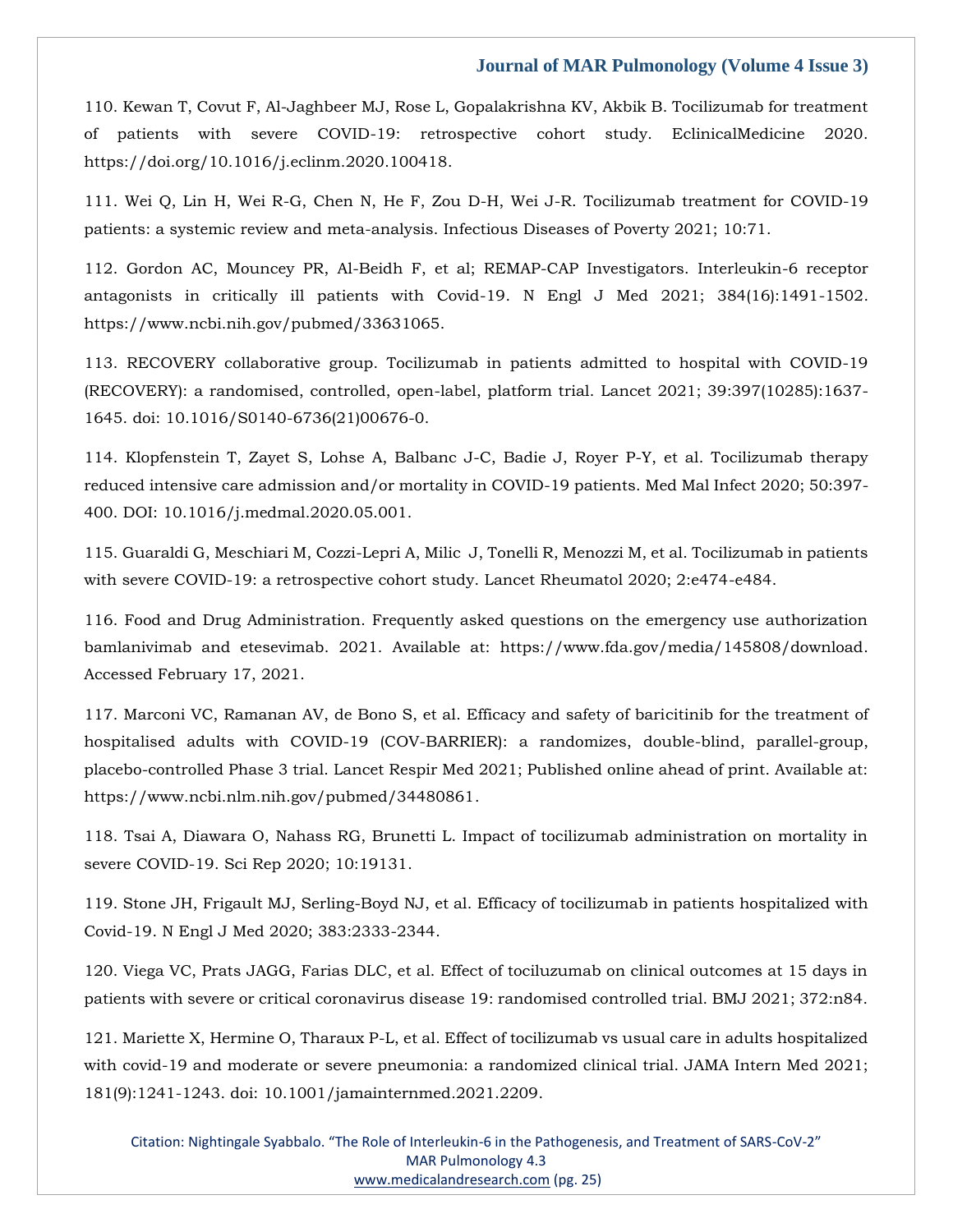110. Kewan T, Covut F, Al-Jaghbeer MJ, Rose L, Gopalakrishna KV, Akbik B. Tocilizumab for treatment of patients with severe COVID-19: retrospective cohort study. EclinicalMedicine 2020. https://doi.org/10.1016/j.eclinm.2020.100418.

111. Wei Q, Lin H, Wei R-G, Chen N, He F, Zou D-H, Wei J-R. Tocilizumab treatment for COVID-19 patients: a systemic review and meta-analysis. Infectious Diseases of Poverty 2021; 10:71.

112. Gordon AC, Mouncey PR, Al-Beidh F, et al; REMAP-CAP Investigators. Interleukin-6 receptor antagonists in critically ill patients with Covid-19. N Engl J Med 2021; 384(16):1491-1502. https://www.ncbi.nih.gov/pubmed/33631065.

113. RECOVERY collaborative group. Tocilizumab in patients admitted to hospital with COVID-19 (RECOVERY): a randomised, controlled, open-label, platform trial. Lancet 2021; 39:397(10285):1637-1645. doi: 10.1016/S0140-6736(21)00676-0.

114. Klopfenstein T, Zayet S, Lohse A, Balbanc J-C, Badie J, Royer P-Y, et al. Tocilizumab therapy reduced intensive care admission and/or mortality in COVID-19 patients. Med Mal Infect 2020; 50:397-400. DOI: 10.1016/j.medmal.2020.05.001.

115. Guaraldi G, Meschiari M, Cozzi-Lepri A, Milic J, Tonelli R, Menozzi M, et al. Tocilizumab in patients with severe COVID-19: a retrospective cohort study. Lancet Rheumatol 2020; 2:e474-e484.

116. Food and Drug Administration. Frequently asked questions on the emergency use authorization bamlanivimab and etesevimab. 2021. Available at: https://www.fda.gov/media/145808/download. Accessed February 17, 2021.

117. Marconi VC, Ramanan AV, de Bono S, et al. Efficacy and safety of baricitinib for the treatment of hospitalised adults with COVID-19 (COV-BARRIER): a randomizes, double-blind, parallel-group, placebo-controlled Phase 3 trial. Lancet Respir Med 2021; Published online ahead of print. Available at: https://www.ncbi.nlm.nih.gov/pubmed/34480861.

118. Tsai A, Diawara O, Nahass RG, Brunetti L. Impact of tocilizumab administration on mortality in severe COVID-19. Sci Rep 2020; 10:19131.

119. Stone JH, Frigault MJ, Serling-Boyd NJ, et al. Efficacy of tocilizumab in patients hospitalized with Covid-19. N Engl J Med 2020; 383:2333-2344.

120. Viega VC, Prats JAGG, Farias DLC, et al. Effect of tociluzumab on clinical outcomes at 15 days in patients with severe or critical coronavirus disease 19: randomised controlled trial. BMJ 2021; 372:n84.

121. Mariette X, Hermine O, Tharaux P-L, et al. Effect of tocilizumab vs usual care in adults hospitalized with covid-19 and moderate or severe pneumonia: a randomized clinical trial. JAMA Intern Med 2021; 181(9):1241-1243. doi: 10.1001/jamainternmed.2021.2209.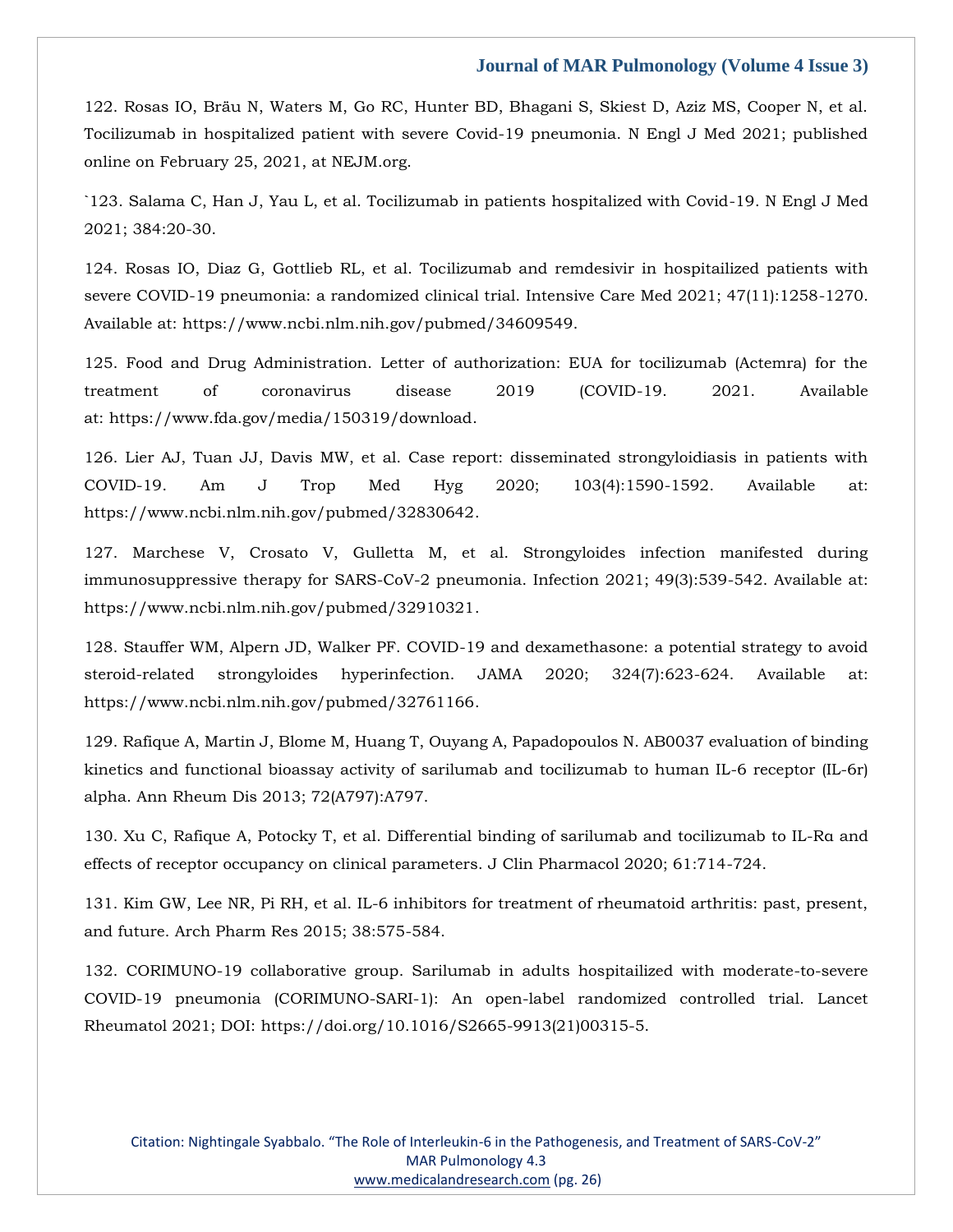122. Rosas IO, Bräu N, Waters M, Go RC, Hunter BD, Bhagani S, Skiest D, Aziz MS, Cooper N, et al. Tocilizumab in hospitalized patient with severe Covid-19 pneumonia. N Engl J Med 2021; published online on February 25, 2021, at NEJM.org.

`123. Salama C, Han J, Yau L, et al. Tocilizumab in patients hospitalized with Covid-19. N Engl J Med 2021; 384:20-30.

124. Rosas IO, Diaz G, Gottlieb RL, et al. Tocilizumab and remdesivir in hospitailized patients with severe COVID-19 pneumonia: a randomized clinical trial. Intensive Care Med 2021; 47(11):1258-1270. Available at: https://www.ncbi.nlm.nih.gov/pubmed/34609549.

125. Food and Drug Administration. Letter of authorization: EUA for tocilizumab (Actemra) for the treatment of coronavirus disease 2019 (COVID-19. 2021. Available at: https://www.fda.gov/media/150319/download.

126. Lier AJ, Tuan JJ, Davis MW, et al. Case report: disseminated strongyloidiasis in patients with COVID-19. Am J Trop Med Hyg 2020; 103(4):1590-1592. Available at: https://www.ncbi.nlm.nih.gov/pubmed/32830642.

127. Marchese V, Crosato V, Gulletta M, et al. Strongyloides infection manifested during immunosuppressive therapy for SARS-CoV-2 pneumonia. Infection 2021; 49(3):539-542. Available at: https://www.ncbi.nlm.nih.gov/pubmed/32910321.

128. Stauffer WM, Alpern JD, Walker PF. COVID-19 and dexamethasone: a potential strategy to avoid steroid-related strongyloides hyperinfection. JAMA 2020; 324(7):623-624. Available at: https://www.ncbi.nlm.nih.gov/pubmed/32761166.

129. Rafique A, Martin J, Blome M, Huang T, Ouyang A, Papadopoulos N. AB0037 evaluation of binding kinetics and functional bioassay activity of sarilumab and tocilizumab to human IL-6 receptor (IL-6r) alpha. Ann Rheum Dis 2013; 72(A797):A797.

130. Xu C, Rafique A, Potocky T, et al. Differential binding of sarilumab and tocilizumab to IL-Rα and effects of receptor occupancy on clinical parameters. J Clin Pharmacol 2020; 61:714-724.

131. Kim GW, Lee NR, Pi RH, et al. IL-6 inhibitors for treatment of rheumatoid arthritis: past, present, and future. Arch Pharm Res 2015; 38:575-584.

132. CORIMUNO-19 collaborative group. Sarilumab in adults hospitailized with moderate-to-severe COVID-19 pneumonia (CORIMUNO-SARI-1): An open-label randomized controlled trial. Lancet Rheumatol 2021; DOI: https://doi.org/10.1016/S2665-9913(21)00315-5.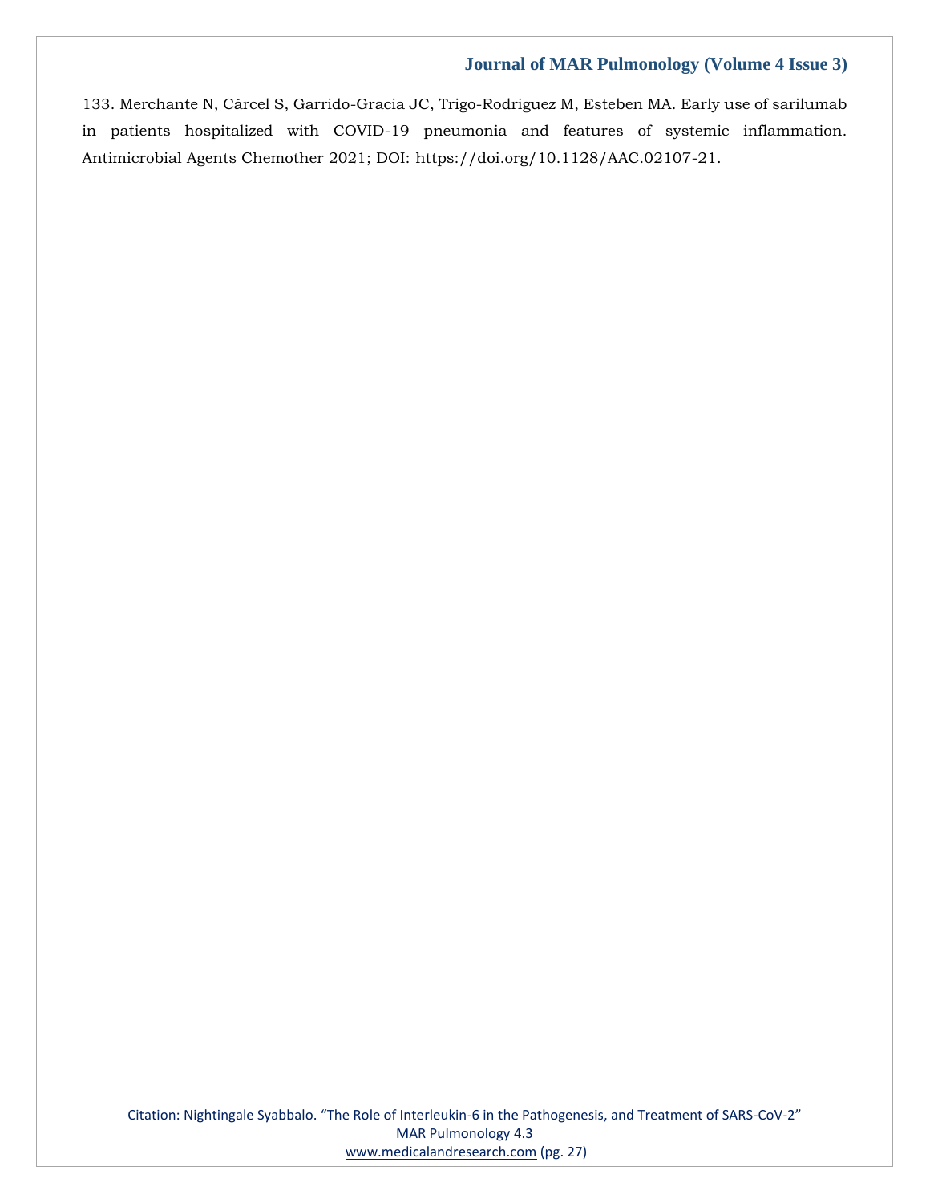133. Merchante N, Cárcel S, Garrido-Gracia JC, Trigo-Rodriguez M, Esteben MA. Early use of sarilumab in patients hospitalized with COVID-19 pneumonia and features of systemic inflammation. Antimicrobial Agents Chemother 2021; DOI: https://doi.org/10.1128/AAC.02107-21.